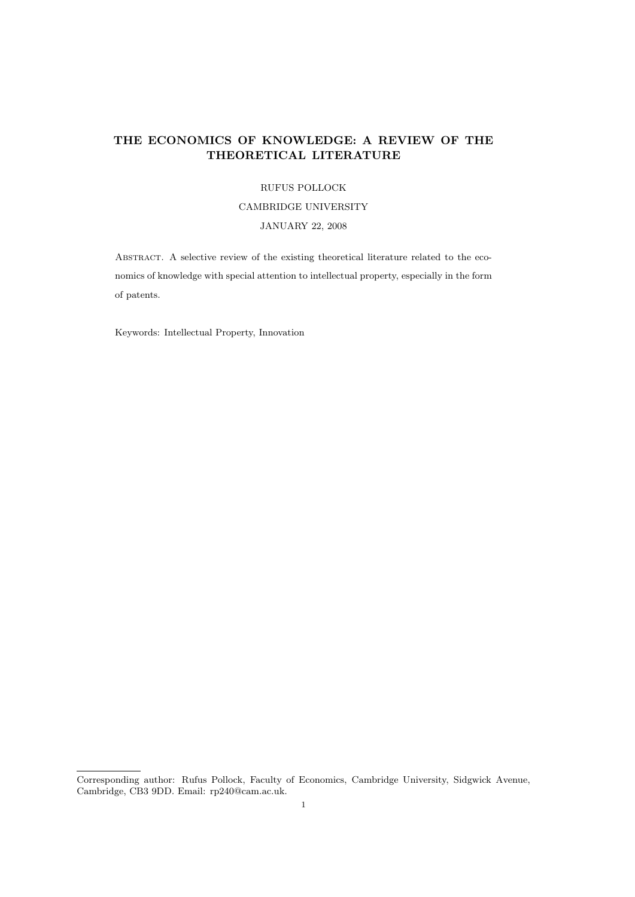# THE ECONOMICS OF KNOWLEDGE: A REVIEW OF THE THEORETICAL LITERATURE

RUFUS POLLOCK

CAMBRIDGE UNIVERSITY

JANUARY 22, 2008

Abstract. A selective review of the existing theoretical literature related to the economics of knowledge with special attention to intellectual property, especially in the form of patents.

Keywords: Intellectual Property, Innovation

Corresponding author: Rufus Pollock, Faculty of Economics, Cambridge University, Sidgwick Avenue, Cambridge, CB3 9DD. Email: rp240@cam.ac.uk.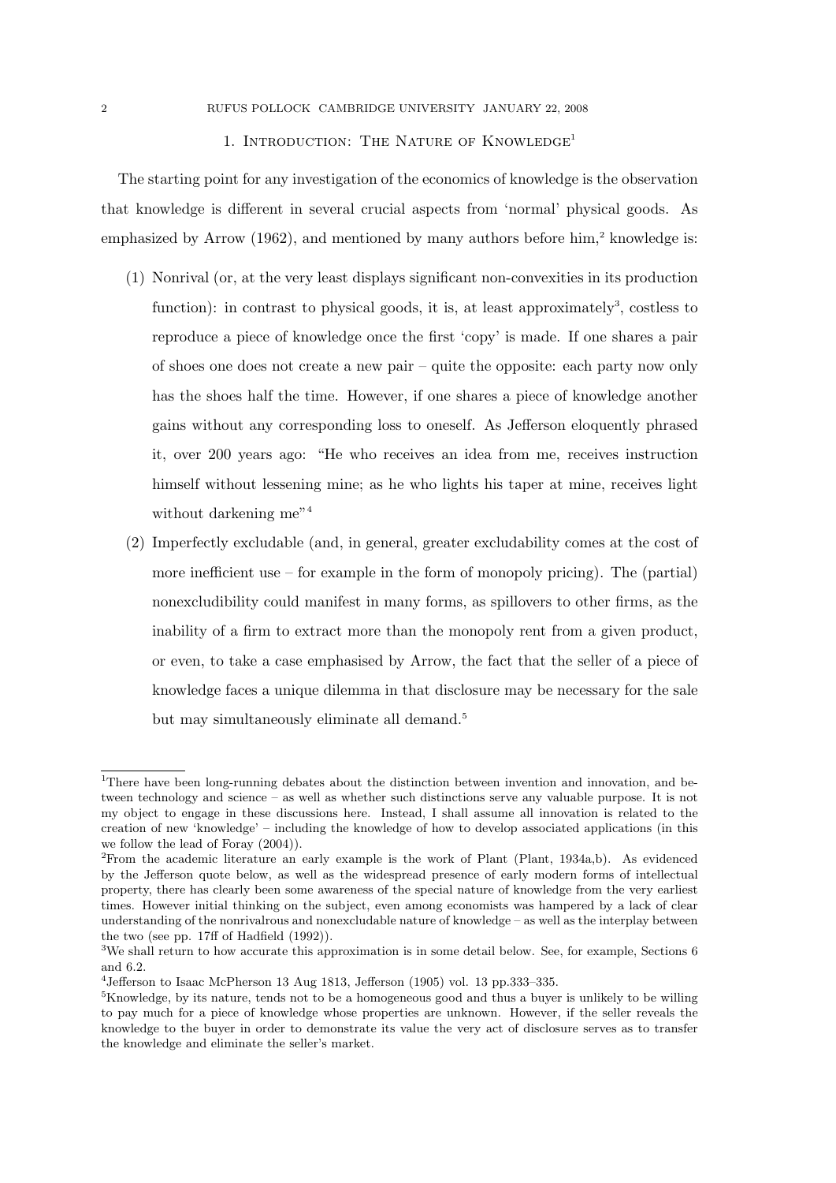## 1. Introduction: The Nature of Knowledge[1]

The starting point for any investigation of the economics of knowledge is the observation that knowledge is different in several crucial aspects from 'normal' physical goods. As emphasized by Arrow (1962), and mentioned by many authors before him,[2] knowledge is:

(1) Nonrival (or, at the very least displays significant non-convexities in its production function): in contrast to physical goods, it is, at least approximately[3], costless to reproduce a piece of knowledge once the first 'copy' is made. If one shares a pair of shoes one does not create a new pair – quite the opposite: each party now only has the shoes half the time. However, if one shares a piece of knowledge another gains without any corresponding loss to oneself. As Jefferson eloquently phrased it, over 200 years ago: "He who receives an idea from me, receives instruction himself without lessening mine; as he who lights his taper at mine, receives light without darkening me"[4]

(2) Imperfectly excludable (and, in general, greater excludability comes at the cost of more inefficient use – for example in the form of monopoly pricing). The (partial) nonexcludibility could manifest in many forms, as spillovers to other firms, as the inability of a firm to extract more than the monopoly rent from a given product, or even, to take a case emphasised by Arrow, the fact that the seller of a piece of knowledge faces a unique dilemma in that disclosure may be necessary for the sale but may simultaneously eliminate all demand.[5]

---

[1] There have been long-running debates about the distinction between invention and innovation, and between technology and science – as well as whether such distinctions serve any valuable purpose. It is not my object to engage in these discussions here. Instead, I shall assume all innovation is related to the creation of new 'knowledge' – including the knowledge of how to develop associated applications (in this we follow the lead of Foray (2004)).

[2] From the academic literature an early example is the work of Plant (Plant, 1934a,b). As evidenced by the Jefferson quote below, as well as the widespread presence of early modern forms of intellectual property, there has clearly been some awareness of the special nature of knowledge from the very earliest times. However initial thinking on the subject, even among economists was hampered by a lack of clear understanding of the nonrivalrous and nonexcludable nature of knowledge – as well as the interplay between the two (see pp. 17ff of Hadfield (1992)).

[3] We shall return to how accurate this approximation is in some detail below. See, for example, Sections 6 and 6.2.

[4] Jefferson to Isaac McPherson 13 Aug 1813, Jefferson (1905) vol. 13 pp.333–335.

[5] Knowledge, by its nature, tends not to be a homogeneous good and thus a buyer is unlikely to be willing to pay much for a piece of knowledge whose properties are unknown. However, if the seller reveals the knowledge to the buyer in order to demonstrate its value the very act of disclosure serves as to transfer the knowledge and eliminate the seller's market.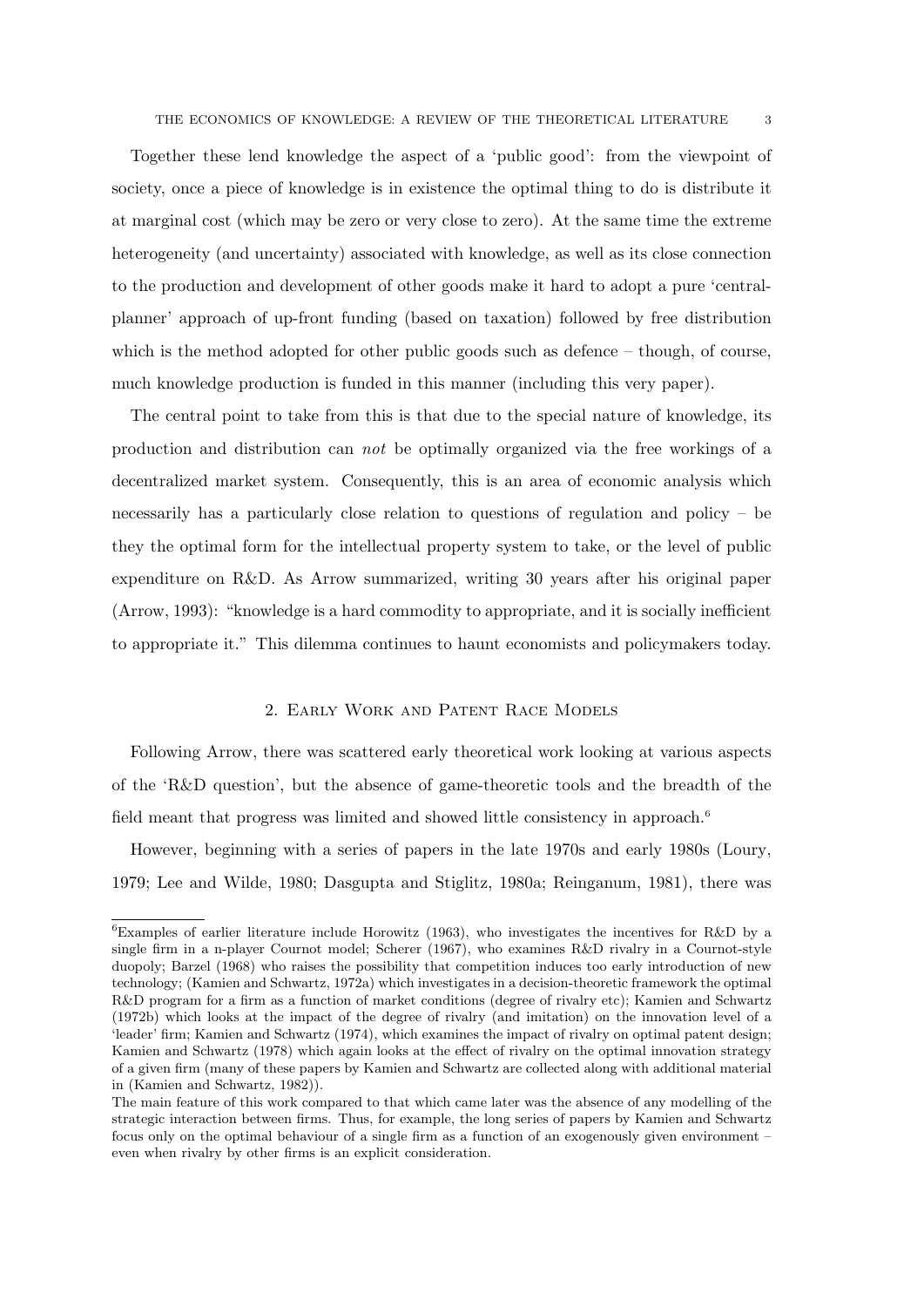Together these lend knowledge the aspect of a 'public good': from the viewpoint of society, once a piece of knowledge is in existence the optimal thing to do is distribute it at marginal cost (which may be zero or very close to zero). At the same time the extreme heterogeneity (and uncertainty) associated with knowledge, as well as its close connection to the production and development of other goods make it hard to adopt a pure 'central-planner' approach of up-front funding (based on taxation) followed by free distribution which is the method adopted for other public goods such as defence – though, of course, much knowledge production is funded in this manner (including this very paper).

The central point to take from this is that due to the special nature of knowledge, its production and distribution can *not* be optimally organized via the free workings of a decentralized market system. Consequently, this is an area of economic analysis which necessarily has a particularly close relation to questions of regulation and policy – be they the optimal form for the intellectual property system to take, or the level of public expenditure on R&D. As Arrow summarized, writing 30 years after his original paper (Arrow, 1993): "knowledge is a hard commodity to appropriate, and it is socially inefficient to appropriate it." This dilemma continues to haunt economists and policymakers today.

## 2. Early Work and Patent Race Models

Following Arrow, there was scattered early theoretical work looking at various aspects of the 'R&D question', but the absence of game-theoretic tools and the breadth of the field meant that progress was limited and showed little consistency in approach.[6]

However, beginning with a series of papers in the late 1970s and early 1980s (Loury, 1979; Lee and Wilde, 1980; Dasgupta and Stiglitz, 1980a; Reinganum, 1981), there was

---

[6]Examples of earlier literature include Horowitz (1963), who investigates the incentives for R&D by a single firm in a n-player Cournot model; Scherer (1967), who examines R&D rivalry in a Cournot-style duopoly; Barzel (1968) who raises the possibility that competition induces too early introduction of new technology; (Kamien and Schwartz, 1972a) which investigates in a decision-theoretic framework the optimal R&D program for a firm as a function of market conditions (degree of rivalry etc); Kamien and Schwartz (1972b) which looks at the impact of the degree of rivalry (and imitation) on the innovation level of a 'leader' firm; Kamien and Schwartz (1974), which examines the impact of rivalry on optimal patent design; Kamien and Schwartz (1978) which again looks at the effect of rivalry on the optimal innovation strategy of a given firm (many of these papers by Kamien and Schwartz are collected along with additional material in (Kamien and Schwartz, 1982)).

The main feature of this work compared to that which came later was the absence of any modelling of the strategic interaction between firms. Thus, for example, the long series of papers by Kamien and Schwartz focus only on the optimal behaviour of a single firm as a function of an exogenously given environment – even when rivalry by other firms is an explicit consideration.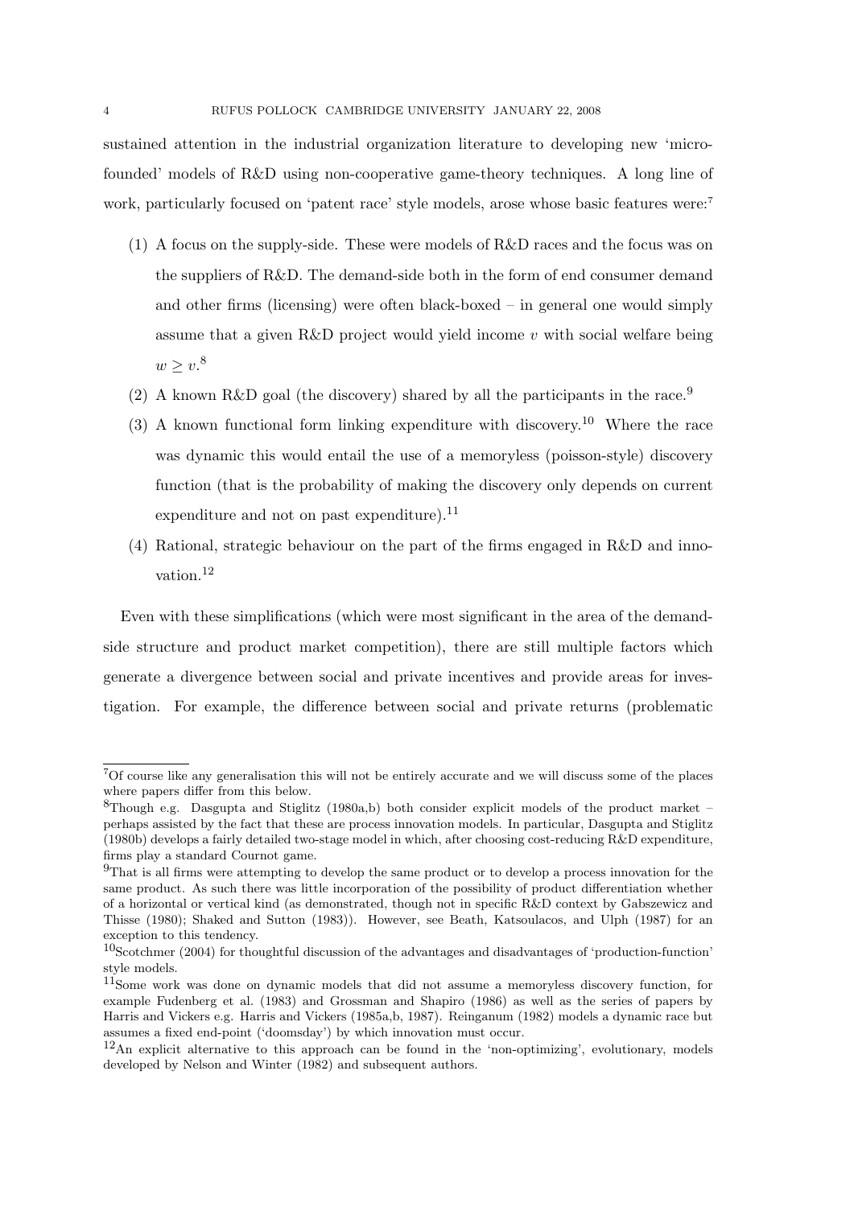sustained attention in the industrial organization literature to developing new 'micro-founded' models of R&D using non-cooperative game-theory techniques. A long line of work, particularly focused on 'patent race' style models, arose whose basic features were:[7]

(1) A focus on the supply-side. These were models of R&D races and the focus was on the suppliers of R&D. The demand-side both in the form of end consumer demand and other firms (licensing) were often black-boxed – in general one would simply assume that a given R&D project would yield income $v$ with social welfare being $w \geq v$.[8]
(2) A known R&D goal (the discovery) shared by all the participants in the race.[9]
(3) A known functional form linking expenditure with discovery.[10] Where the race was dynamic this would entail the use of a memoryless (poisson-style) discovery function (that is the probability of making the discovery only depends on current expenditure and not on past expenditure).[11]
(4) Rational, strategic behaviour on the part of the firms engaged in R&D and innovation.[12]

Even with these simplifications (which were most significant in the area of the demand-side structure and product market competition), there are still multiple factors which generate a divergence between social and private incentives and provide areas for investigation. For example, the difference between social and private returns (problematic

---

[7]Of course like any generalisation this will not be entirely accurate and we will discuss some of the places where papers differ from this below.

[8]Though e.g. Dasgupta and Stiglitz (1980a,b) both consider explicit models of the product market – perhaps assisted by the fact that these are process innovation models. In particular, Dasgupta and Stiglitz (1980b) develops a fairly detailed two-stage model in which, after choosing cost-reducing R&D expenditure, firms play a standard Cournot game.

[9]That is all firms were attempting to develop the same product or to develop a process innovation for the same product. As such there was little incorporation of the possibility of product differentiation whether of a horizontal or vertical kind (as demonstrated, though not in specific R&D context by Gabszewicz and Thisse (1980); Shaked and Sutton (1983)). However, see Beath, Katsoulacos, and Ulph (1987) for an exception to this tendency.

[10]Scotchmer (2004) for thoughtful discussion of the advantages and disadvantages of 'production-function' style models.

[11]Some work was done on dynamic models that did not assume a memoryless discovery function, for example Fudenberg et al. (1983) and Grossman and Shapiro (1986) as well as the series of papers by Harris and Vickers e.g. Harris and Vickers (1985a,b, 1987). Reinganum (1982) models a dynamic race but assumes a fixed end-point ('doomsday') by which innovation must occur.

[12]An explicit alternative to this approach can be found in the 'non-optimizing', evolutionary, models developed by Nelson and Winter (1982) and subsequent authors.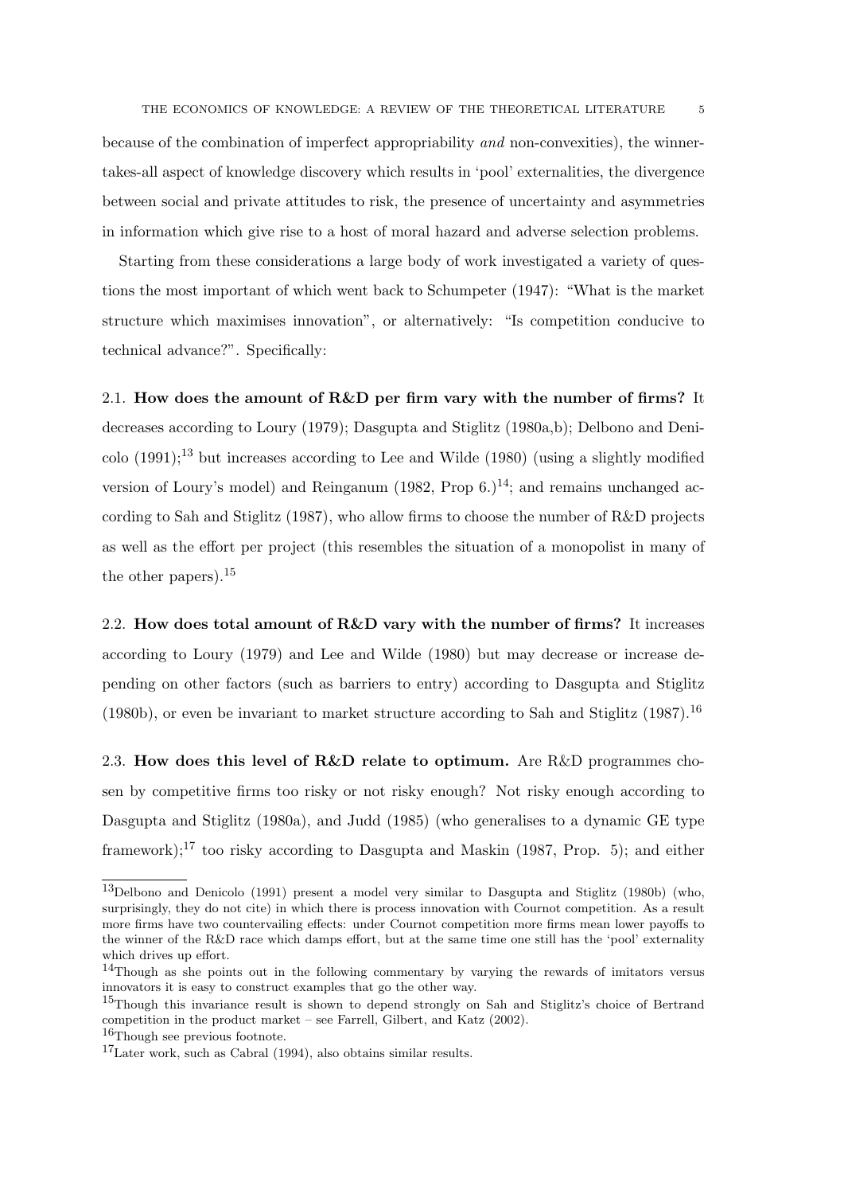because of the combination of imperfect appropriability *and* non-convexities), the winner-takes-all aspect of knowledge discovery which results in 'pool' externalities, the divergence between social and private attitudes to risk, the presence of uncertainty and asymmetries in information which give rise to a host of moral hazard and adverse selection problems.

Starting from these considerations a large body of work investigated a variety of questions the most important of which went back to Schumpeter (1947): "What is the market structure which maximises innovation", or alternatively: "Is competition conducive to technical advance?". Specifically:

2.1. **How does the amount of R&D per firm vary with the number of firms?** It decreases according to Loury (1979); Dasgupta and Stiglitz (1980a,b); Delbono and Denicolo (1991);[13] but increases according to Lee and Wilde (1980) (using a slightly modified version of Loury's model) and Reinganum (1982, Prop 6.)[14]; and remains unchanged according to Sah and Stiglitz (1987), who allow firms to choose the number of R&D projects as well as the effort per project (this resembles the situation of a monopolist in many of the other papers).[15]

2.2. **How does total amount of R&D vary with the number of firms?** It increases according to Loury (1979) and Lee and Wilde (1980) but may decrease or increase depending on other factors (such as barriers to entry) according to Dasgupta and Stiglitz (1980b), or even be invariant to market structure according to Sah and Stiglitz (1987).[16]

2.3. **How does this level of R&D relate to optimum.** Are R&D programmes chosen by competitive firms too risky or not risky enough? Not risky enough according to Dasgupta and Stiglitz (1980a), and Judd (1985) (who generalises to a dynamic GE type framework);[17] too risky according to Dasgupta and Maskin (1987, Prop. 5); and either

---

[13] Delbono and Denicolo (1991) present a model very similar to Dasgupta and Stiglitz (1980b) (who, surprisingly, they do not cite) in which there is process innovation with Cournot competition. As a result more firms have two countervailing effects: under Cournot competition more firms mean lower payoffs to the winner of the R&D race which damps effort, but at the same time one still has the 'pool' externality which drives up effort.

[14] Though as she points out in the following commentary by varying the rewards of imitators versus innovators it is easy to construct examples that go the other way.

[15] Though this invariance result is shown to depend strongly on Sah and Stiglitz's choice of Bertrand competition in the product market – see Farrell, Gilbert, and Katz (2002).

[16] Though see previous footnote.

[17] Later work, such as Cabral (1994), also obtains similar results.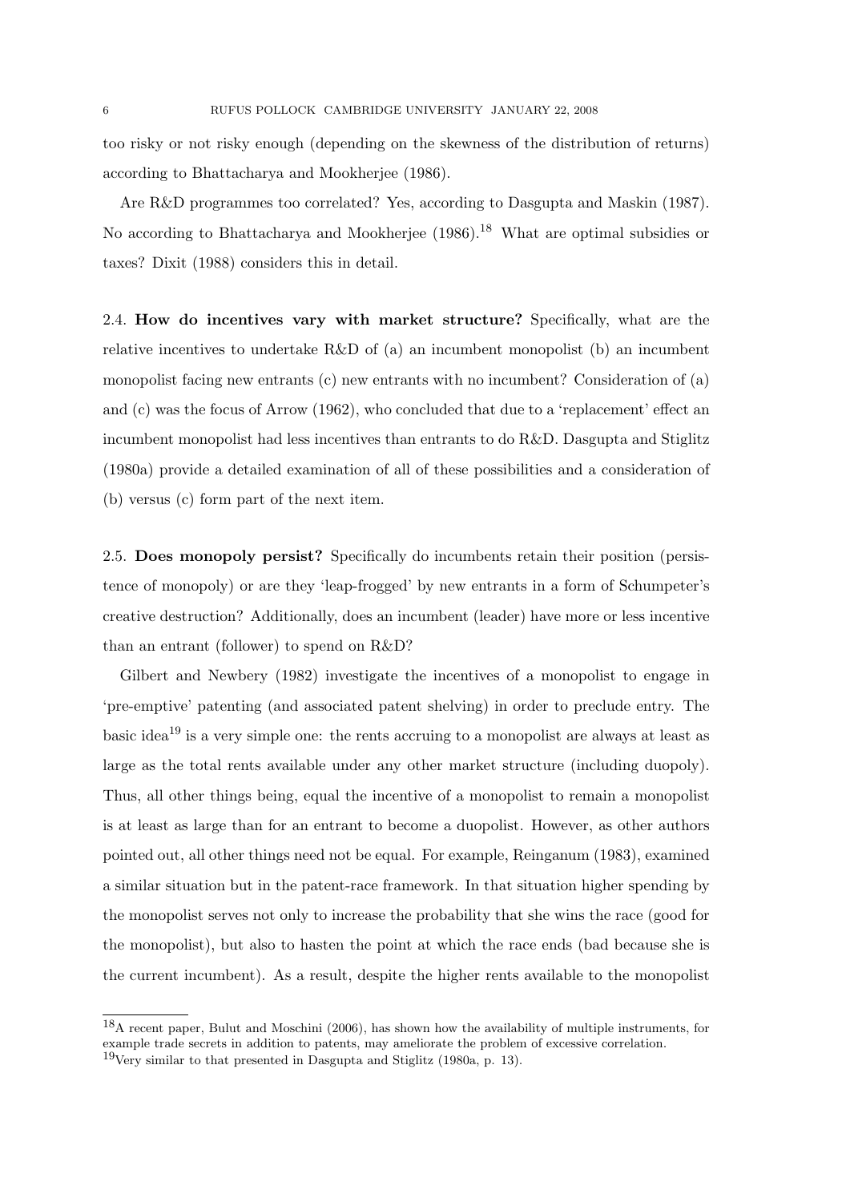too risky or not risky enough (depending on the skewness of the distribution of returns) according to Bhattacharya and Mookherjee (1986).

Are R&D programmes too correlated? Yes, according to Dasgupta and Maskin (1987). No according to Bhattacharya and Mookherjee (1986).[18] What are optimal subsidies or taxes? Dixit (1988) considers this in detail.

2.4. **How do incentives vary with market structure?** Specifically, what are the relative incentives to undertake R&D of (a) an incumbent monopolist (b) an incumbent monopolist facing new entrants (c) new entrants with no incumbent? Consideration of (a) and (c) was the focus of Arrow (1962), who concluded that due to a 'replacement' effect an incumbent monopolist had less incentives than entrants to do R&D. Dasgupta and Stiglitz (1980a) provide a detailed examination of all of these possibilities and a consideration of (b) versus (c) form part of the next item.

2.5. **Does monopoly persist?** Specifically do incumbents retain their position (persistence of monopoly) or are they 'leap-frogged' by new entrants in a form of Schumpeter's creative destruction? Additionally, does an incumbent (leader) have more or less incentive than an entrant (follower) to spend on R&D?

Gilbert and Newbery (1982) investigate the incentives of a monopolist to engage in 'pre-emptive' patenting (and associated patent shelving) in order to preclude entry. The basic idea[19] is a very simple one: the rents accruing to a monopolist are always at least as large as the total rents available under any other market structure (including duopoly). Thus, all other things being, equal the incentive of a monopolist to remain a monopolist is at least as large than for an entrant to become a duopolist. However, as other authors pointed out, all other things need not be equal. For example, Reinganum (1983), examined a similar situation but in the patent-race framework. In that situation higher spending by the monopolist serves not only to increase the probability that she wins the race (good for the monopolist), but also to hasten the point at which the race ends (bad because she is the current incumbent). As a result, despite the higher rents available to the monopolist

[18] A recent paper, Bulut and Moschini (2006), has shown how the availability of multiple instruments, for example trade secrets in addition to patents, may ameliorate the problem of excessive correlation.

[19] Very similar to that presented in Dasgupta and Stiglitz (1980a, p. 13).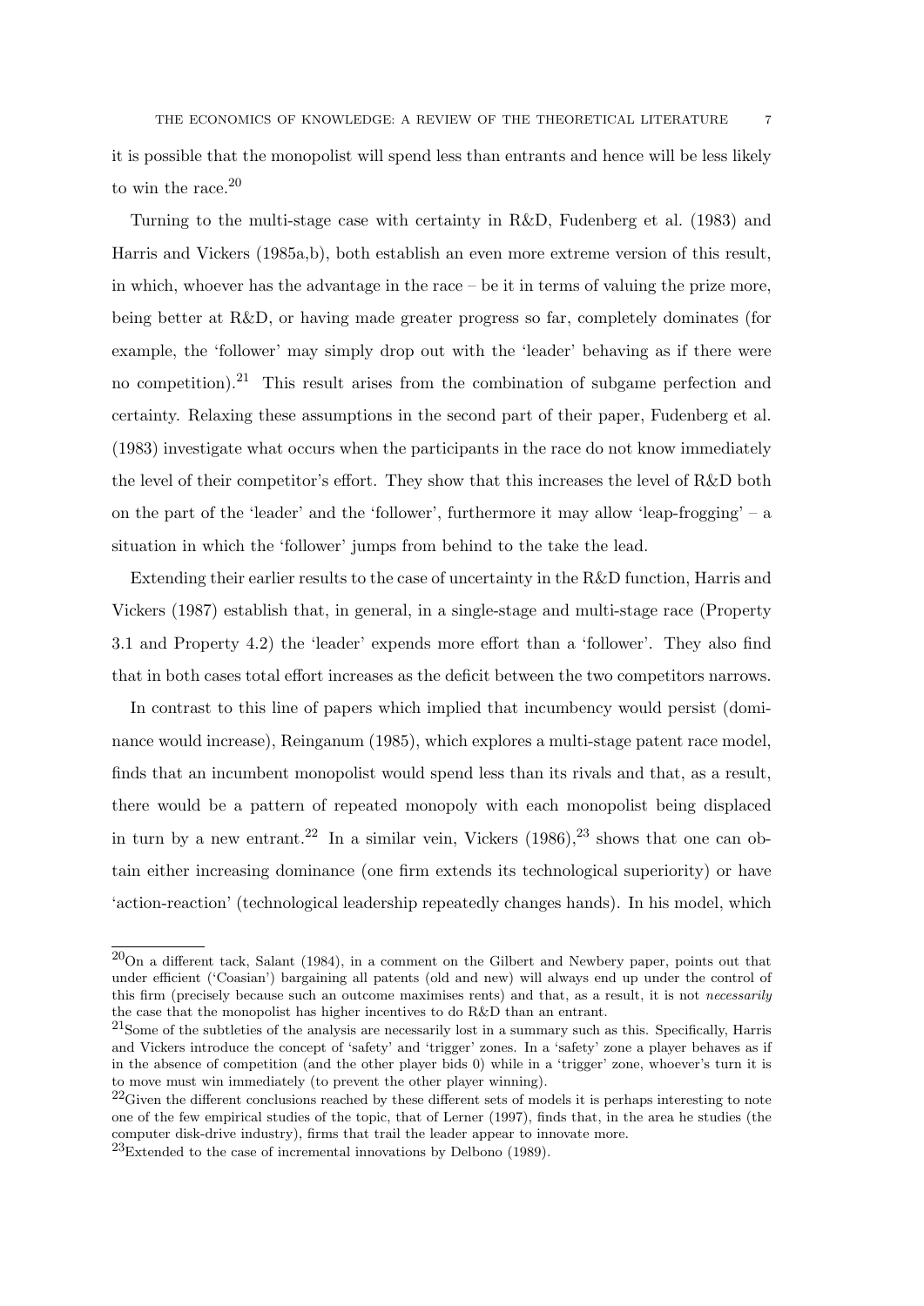it is possible that the monopolist will spend less than entrants and hence will be less likely to win the race.[20]

Turning to the multi-stage case with certainty in R&D, Fudenberg et al. (1983) and Harris and Vickers (1985a,b), both establish an even more extreme version of this result, in which, whoever has the advantage in the race – be it in terms of valuing the prize more, being better at R&D, or having made greater progress so far, completely dominates (for example, the 'follower' may simply drop out with the 'leader' behaving as if there were no competition).[21] This result arises from the combination of subgame perfection and certainty. Relaxing these assumptions in the second part of their paper, Fudenberg et al. (1983) investigate what occurs when the participants in the race do not know immediately the level of their competitor's effort. They show that this increases the level of R&D both on the part of the 'leader' and the 'follower', furthermore it may allow 'leap-frogging' – a situation in which the 'follower' jumps from behind to the take the lead.

Extending their earlier results to the case of uncertainty in the R&D function, Harris and Vickers (1987) establish that, in general, in a single-stage and multi-stage race (Property 3.1 and Property 4.2) the 'leader' expends more effort than a 'follower'. They also find that in both cases total effort increases as the deficit between the two competitors narrows.

In contrast to this line of papers which implied that incumbency would persist (dominance would increase), Reinganum (1985), which explores a multi-stage patent race model, finds that an incumbent monopolist would spend less than its rivals and that, as a result, there would be a pattern of repeated monopoly with each monopolist being displaced in turn by a new entrant.[22] In a similar vein, Vickers (1986),[23] shows that one can obtain either increasing dominance (one firm extends its technological superiority) or have 'action-reaction' (technological leadership repeatedly changes hands). In his model, which

---

[20]On a different tack, Salant (1984), in a comment on the Gilbert and Newbery paper, points out that under efficient ('Coasian') bargaining all patents (old and new) will always end up under the control of this firm (precisely because such an outcome maximises rents) and that, as a result, it is not *necessarily* the case that the monopolist has higher incentives to do R&D than an entrant.

[21]Some of the subtleties of the analysis are necessarily lost in a summary such as this. Specifically, Harris and Vickers introduce the concept of 'safety' and 'trigger' zones. In a 'safety' zone a player behaves as if in the absence of competition (and the other player bids 0) while in a 'trigger' zone, whoever's turn it is to move must win immediately (to prevent the other player winning).

[22]Given the different conclusions reached by these different sets of models it is perhaps interesting to note one of the few empirical studies of the topic, that of Lerner (1997), finds that, in the area he studies (the computer disk-drive industry), firms that trail the leader appear to innovate more.

[23]Extended to the case of incremental innovations by Delbono (1989).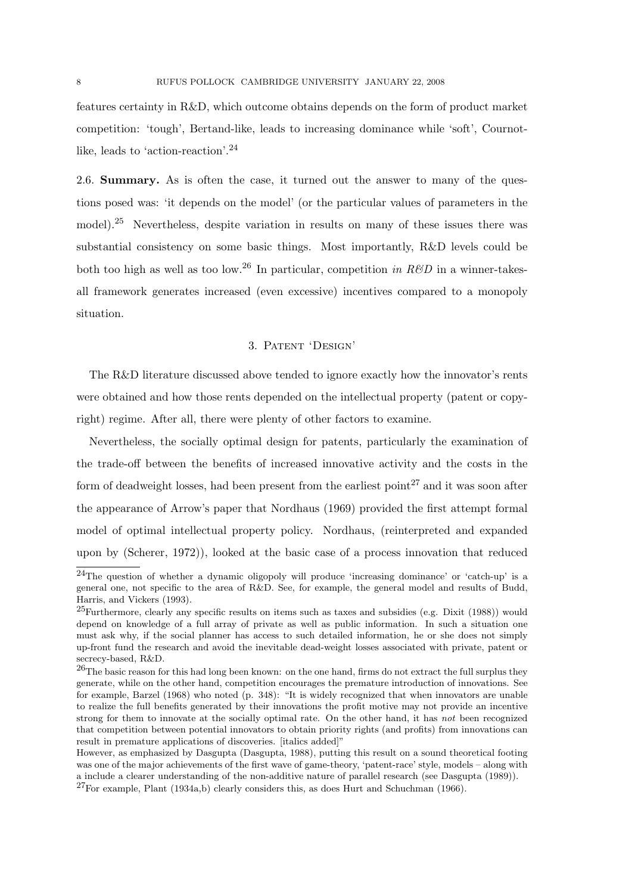features certainty in R&D, which outcome obtains depends on the form of product market competition: 'tough', Bertand-like, leads to increasing dominance while 'soft', Cournot-like, leads to 'action-reaction'.[24]

2.6. **Summary.** As is often the case, it turned out the answer to many of the questions posed was: 'it depends on the model' (or the particular values of parameters in the model).[25] Nevertheless, despite variation in results on many of these issues there was substantial consistency on some basic things. Most importantly, R&D levels could be both too high as well as too low.[26] In particular, competition *in R&D* in a winner-takes-all framework generates increased (even excessive) incentives compared to a monopoly situation.

## 3. Patent 'Design'

The R&D literature discussed above tended to ignore exactly how the innovator's rents were obtained and how those rents depended on the intellectual property (patent or copyright) regime. After all, there were plenty of other factors to examine.

Nevertheless, the socially optimal design for patents, particularly the examination of the trade-off between the benefits of increased innovative activity and the costs in the form of deadweight losses, had been present from the earliest point[27] and it was soon after the appearance of Arrow's paper that Nordhaus (1969) provided the first attempt formal model of optimal intellectual property policy. Nordhaus, (reinterpreted and expanded upon by (Scherer, 1972)), looked at the basic case of a process innovation that reduced

---

[24]The question of whether a dynamic oligopoly will produce 'increasing dominance' or 'catch-up' is a general one, not specific to the area of R&D. See, for example, the general model and results of Budd, Harris, and Vickers (1993).

[25]Furthermore, clearly any specific results on items such as taxes and subsidies (e.g. Dixit (1988)) would depend on knowledge of a full array of private as well as public information. In such a situation one must ask why, if the social planner has access to such detailed information, he or she does not simply up-front fund the research and avoid the inevitable dead-weight losses associated with private, patent or secrecy-based, R&D.

[26]The basic reason for this had long been known: on the one hand, firms do not extract the full surplus they generate, while on the other hand, competition encourages the premature introduction of innovations. See for example, Barzel (1968) who noted (p. 348): "It is widely recognized that when innovators are unable to realize the full benefits generated by their innovations the profit motive may not provide an incentive strong for them to innovate at the socially optimal rate. On the other hand, it has *not* been recognized that competition between potential innovators to obtain priority rights (and profits) from innovations can result in premature applications of discoveries. [italics added]"

However, as emphasized by Dasgupta (Dasgupta, 1988), putting this result on a sound theoretical footing was one of the major achievements of the first wave of game-theory, 'patent-race' style, models – along with a include a clearer understanding of the non-additive nature of parallel research (see Dasgupta (1989)).

[27]For example, Plant (1934a,b) clearly considers this, as does Hurt and Schuchman (1966).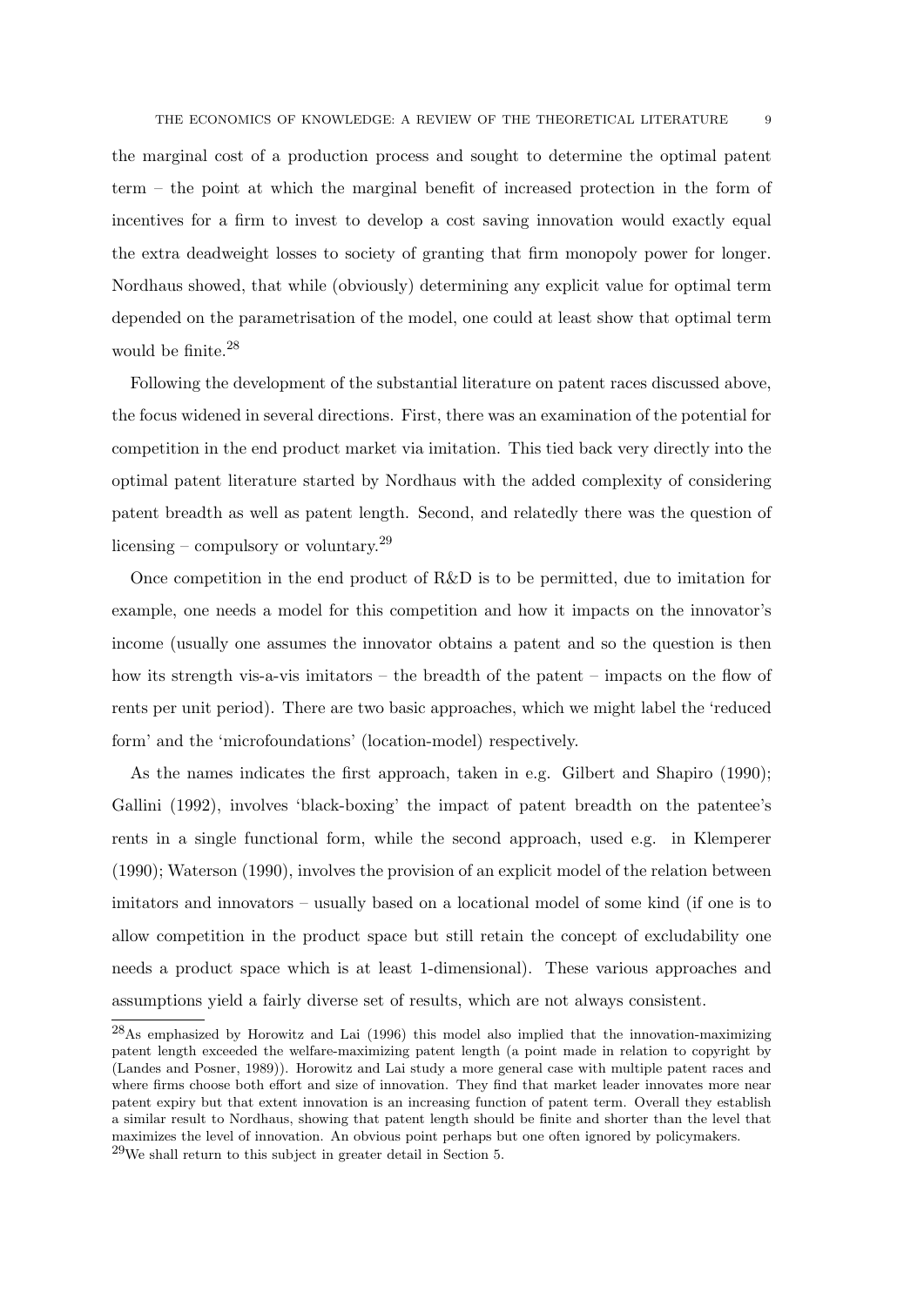the marginal cost of a production process and sought to determine the optimal patent term – the point at which the marginal benefit of increased protection in the form of incentives for a firm to invest to develop a cost saving innovation would exactly equal the extra deadweight losses to society of granting that firm monopoly power for longer. Nordhaus showed, that while (obviously) determining any explicit value for optimal term depended on the parametrisation of the model, one could at least show that optimal term would be finite.[28]

Following the development of the substantial literature on patent races discussed above, the focus widened in several directions. First, there was an examination of the potential for competition in the end product market via imitation. This tied back very directly into the optimal patent literature started by Nordhaus with the added complexity of considering patent breadth as well as patent length. Second, and relatedly there was the question of licensing – compulsory or voluntary.[29]

Once competition in the end product of R&D is to be permitted, due to imitation for example, one needs a model for this competition and how it impacts on the innovator's income (usually one assumes the innovator obtains a patent and so the question is then how its strength vis-a-vis imitators – the breadth of the patent – impacts on the flow of rents per unit period). There are two basic approaches, which we might label the 'reduced form' and the 'microfoundations' (location-model) respectively.

As the names indicates the first approach, taken in e.g. Gilbert and Shapiro (1990); Gallini (1992), involves 'black-boxing' the impact of patent breadth on the patentee's rents in a single functional form, while the second approach, used e.g. in Klemperer (1990); Waterson (1990), involves the provision of an explicit model of the relation between imitators and innovators – usually based on a locational model of some kind (if one is to allow competition in the product space but still retain the concept of excludability one needs a product space which is at least 1-dimensional). These various approaches and assumptions yield a fairly diverse set of results, which are not always consistent.

[28]As emphasized by Horowitz and Lai (1996) this model also implied that the innovation-maximizing patent length exceeded the welfare-maximizing patent length (a point made in relation to copyright by (Landes and Posner, 1989)). Horowitz and Lai study a more general case with multiple patent races and where firms choose both effort and size of innovation. They find that market leader innovates more near patent expiry but that extent innovation is an increasing function of patent term. Overall they establish a similar result to Nordhaus, showing that patent length should be finite and shorter than the level that maximizes the level of innovation. An obvious point perhaps but one often ignored by policymakers.

[29]We shall return to this subject in greater detail in Section 5.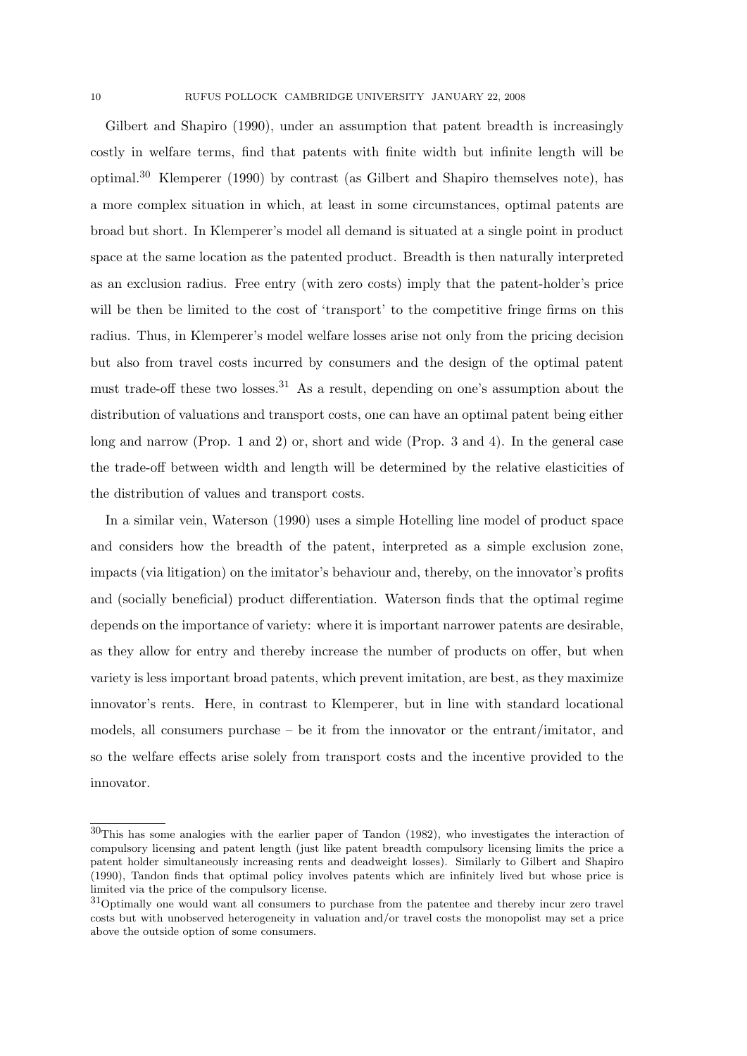Gilbert and Shapiro (1990), under an assumption that patent breadth is increasingly costly in welfare terms, find that patents with finite width but infinite length will be optimal.[30] Klemperer (1990) by contrast (as Gilbert and Shapiro themselves note), has a more complex situation in which, at least in some circumstances, optimal patents are broad but short. In Klemperer's model all demand is situated at a single point in product space at the same location as the patented product. Breadth is then naturally interpreted as an exclusion radius. Free entry (with zero costs) imply that the patent-holder's price will be then be limited to the cost of 'transport' to the competitive fringe firms on this radius. Thus, in Klemperer's model welfare losses arise not only from the pricing decision but also from travel costs incurred by consumers and the design of the optimal patent must trade-off these two losses.[31] As a result, depending on one's assumption about the distribution of valuations and transport costs, one can have an optimal patent being either long and narrow (Prop. 1 and 2) or, short and wide (Prop. 3 and 4). In the general case the trade-off between width and length will be determined by the relative elasticities of the distribution of values and transport costs.

In a similar vein, Waterson (1990) uses a simple Hotelling line model of product space and considers how the breadth of the patent, interpreted as a simple exclusion zone, impacts (via litigation) on the imitator's behaviour and, thereby, on the innovator's profits and (socially beneficial) product differentiation. Waterson finds that the optimal regime depends on the importance of variety: where it is important narrower patents are desirable, as they allow for entry and thereby increase the number of products on offer, but when variety is less important broad patents, which prevent imitation, are best, as they maximize innovator's rents. Here, in contrast to Klemperer, but in line with standard locational models, all consumers purchase – be it from the innovator or the entrant/imitator, and so the welfare effects arise solely from transport costs and the incentive provided to the innovator.

[30]This has some analogies with the earlier paper of Tandon (1982), who investigates the interaction of compulsory licensing and patent length (just like patent breadth compulsory licensing limits the price a patent holder simultaneously increasing rents and deadweight losses). Similarly to Gilbert and Shapiro (1990), Tandon finds that optimal policy involves patents which are infinitely lived but whose price is limited via the price of the compulsory license.

[31]Optimally one would want all consumers to purchase from the patentee and thereby incur zero travel costs but with unobserved heterogeneity in valuation and/or travel costs the monopolist may set a price above the outside option of some consumers.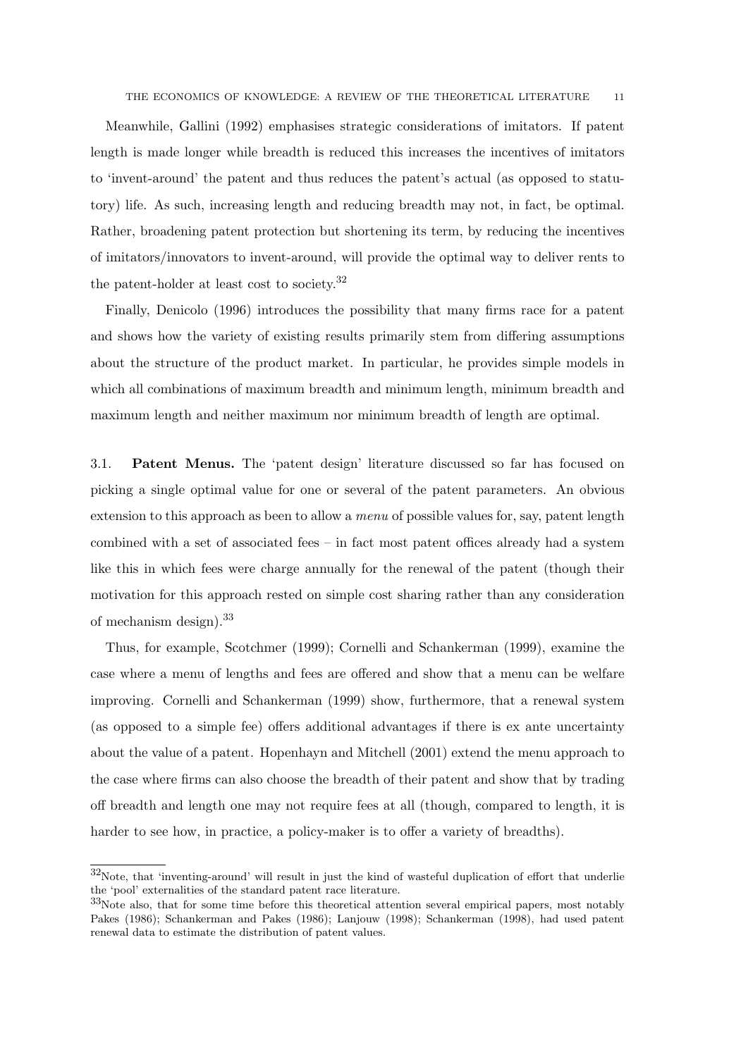Meanwhile, Gallini (1992) emphasises strategic considerations of imitators. If patent length is made longer while breadth is reduced this increases the incentives of imitators to 'invent-around' the patent and thus reduces the patent's actual (as opposed to statutory) life. As such, increasing length and reducing breadth may not, in fact, be optimal. Rather, broadening patent protection but shortening its term, by reducing the incentives of imitators/innovators to invent-around, will provide the optimal way to deliver rents to the patent-holder at least cost to society.[32]

Finally, Denicolo (1996) introduces the possibility that many firms race for a patent and shows how the variety of existing results primarily stem from differing assumptions about the structure of the product market. In particular, he provides simple models in which all combinations of maximum breadth and minimum length, minimum breadth and maximum length and neither maximum nor minimum breadth of length are optimal.

## 3.1. **Patent Menus.**

The 'patent design' literature discussed so far has focused on picking a single optimal value for one or several of the patent parameters. An obvious extension to this approach as been to allow a *menu* of possible values for, say, patent length combined with a set of associated fees – in fact most patent offices already had a system like this in which fees were charge annually for the renewal of the patent (though their motivation for this approach rested on simple cost sharing rather than any consideration of mechanism design).[33]

Thus, for example, Scotchmer (1999); Cornelli and Schankerman (1999), examine the case where a menu of lengths and fees are offered and show that a menu can be welfare improving. Cornelli and Schankerman (1999) show, furthermore, that a renewal system (as opposed to a simple fee) offers additional advantages if there is ex ante uncertainty about the value of a patent. Hopenhayn and Mitchell (2001) extend the menu approach to the case where firms can also choose the breadth of their patent and show that by trading off breadth and length one may not require fees at all (though, compared to length, it is harder to see how, in practice, a policy-maker is to offer a variety of breadths).

---

[32] Note, that 'inventing-around' will result in just the kind of wasteful duplication of effort that underlie the 'pool' externalities of the standard patent race literature.

[33] Note also, that for some time before this theoretical attention several empirical papers, most notably Pakes (1986); Schankerman and Pakes (1986); Lanjouw (1998); Schankerman (1998), had used patent renewal data to estimate the distribution of patent values.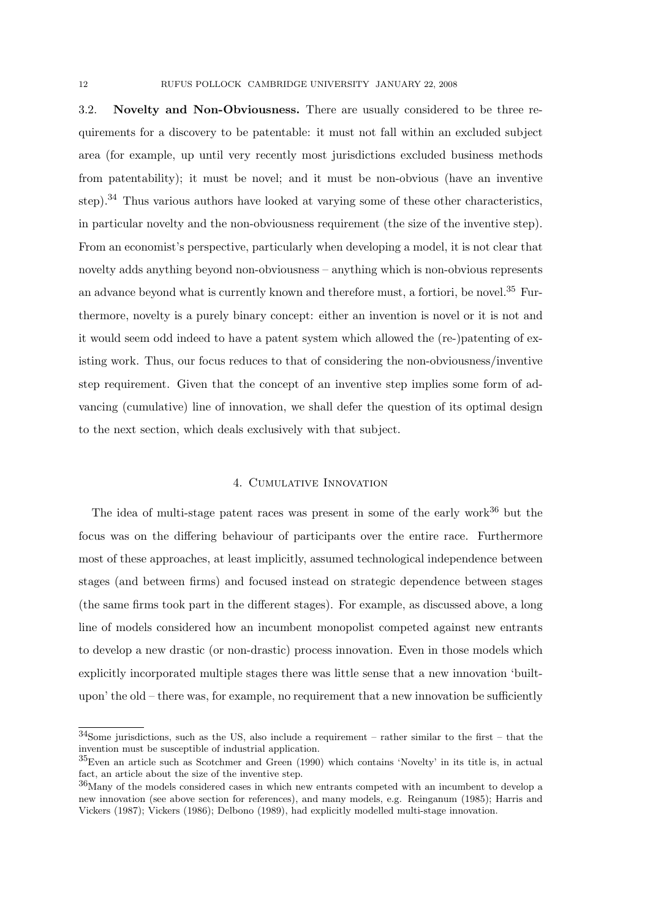3.2. **Novelty and Non-Obviousness.** There are usually considered to be three requirements for a discovery to be patentable: it must not fall within an excluded subject area (for example, up until very recently most jurisdictions excluded business methods from patentability); it must be novel; and it must be non-obvious (have an inventive step).[34] Thus various authors have looked at varying some of these other characteristics, in particular novelty and the non-obviousness requirement (the size of the inventive step). From an economist's perspective, particularly when developing a model, it is not clear that novelty adds anything beyond non-obviousness – anything which is non-obvious represents an advance beyond what is currently known and therefore must, a fortiori, be novel.[35] Furthermore, novelty is a purely binary concept: either an invention is novel or it is not and it would seem odd indeed to have a patent system which allowed the (re-)patenting of existing work. Thus, our focus reduces to that of considering the non-obviousness/inventive step requirement. Given that the concept of an inventive step implies some form of advancing (cumulative) line of innovation, we shall defer the question of its optimal design to the next section, which deals exclusively with that subject.

## 4. Cumulative Innovation

The idea of multi-stage patent races was present in some of the early work[36] but the focus was on the differing behaviour of participants over the entire race. Furthermore most of these approaches, at least implicitly, assumed technological independence between stages (and between firms) and focused instead on strategic dependence between stages (the same firms took part in the different stages). For example, as discussed above, a long line of models considered how an incumbent monopolist competed against new entrants to develop a new drastic (or non-drastic) process innovation. Even in those models which explicitly incorporated multiple stages there was little sense that a new innovation 'built-upon' the old – there was, for example, no requirement that a new innovation be sufficiently

[34]Some jurisdictions, such as the US, also include a requirement – rather similar to the first – that the invention must be susceptible of industrial application.

[35]Even an article such as Scotchmer and Green (1990) which contains 'Novelty' in its title is, in actual fact, an article about the size of the inventive step.

[36]Many of the models considered cases in which new entrants competed with an incumbent to develop a new innovation (see above section for references), and many models, e.g. Reinganum (1985); Harris and Vickers (1987); Vickers (1986); Delbono (1989), had explicitly modelled multi-stage innovation.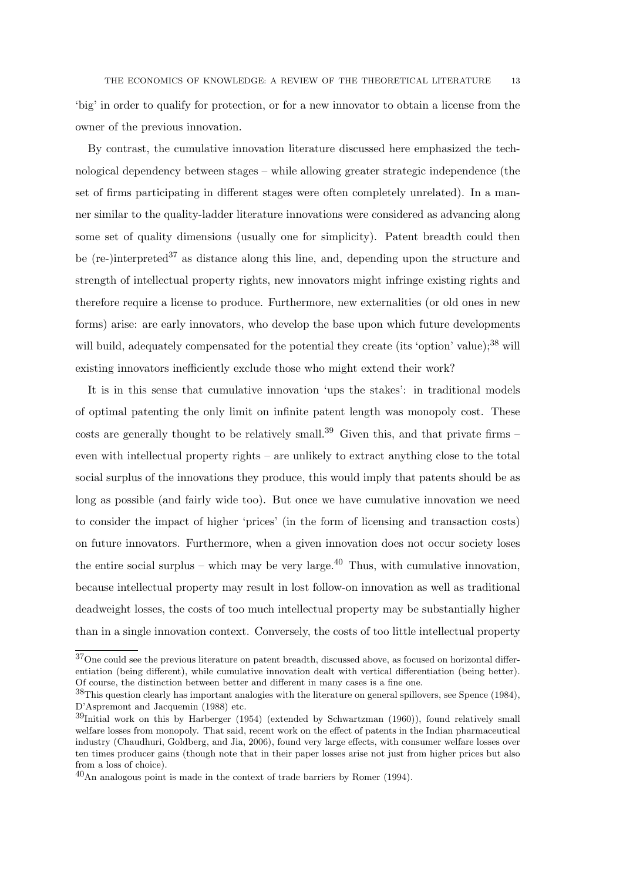'big' in order to qualify for protection, or for a new innovator to obtain a license from the owner of the previous innovation.

By contrast, the cumulative innovation literature discussed here emphasized the technological dependency between stages – while allowing greater strategic independence (the set of firms participating in different stages were often completely unrelated). In a manner similar to the quality-ladder literature innovations were considered as advancing along some set of quality dimensions (usually one for simplicity). Patent breadth could then be (re-)interpreted[37] as distance along this line, and, depending upon the structure and strength of intellectual property rights, new innovators might infringe existing rights and therefore require a license to produce. Furthermore, new externalities (or old ones in new forms) arise: are early innovators, who develop the base upon which future developments will build, adequately compensated for the potential they create (its 'option' value);[38] will existing innovators inefficiently exclude those who might extend their work?

It is in this sense that cumulative innovation 'ups the stakes': in traditional models of optimal patenting the only limit on infinite patent length was monopoly cost. These costs are generally thought to be relatively small.[39] Given this, and that private firms – even with intellectual property rights – are unlikely to extract anything close to the total social surplus of the innovations they produce, this would imply that patents should be as long as possible (and fairly wide too). But once we have cumulative innovation we need to consider the impact of higher 'prices' (in the form of licensing and transaction costs) on future innovators. Furthermore, when a given innovation does not occur society loses the entire social surplus – which may be very large.[40] Thus, with cumulative innovation, because intellectual property may result in lost follow-on innovation as well as traditional deadweight losses, the costs of too much intellectual property may be substantially higher than in a single innovation context. Conversely, the costs of too little intellectual property

---

[37]One could see the previous literature on patent breadth, discussed above, as focused on horizontal differentiation (being different), while cumulative innovation dealt with vertical differentiation (being better). Of course, the distinction between better and different in many cases is a fine one.

[38]This question clearly has important analogies with the literature on general spillovers, see Spence (1984), D'Aspremont and Jacquemin (1988) etc.

[39]Initial work on this by Harberger (1954) (extended by Schwartzman (1960)), found relatively small welfare losses from monopoly. That said, recent work on the effect of patents in the Indian pharmaceutical industry (Chaudhuri, Goldberg, and Jia, 2006), found very large effects, with consumer welfare losses over ten times producer gains (though note that in their paper losses arise not just from higher prices but also from a loss of choice).

[40]An analogous point is made in the context of trade barriers by Romer (1994).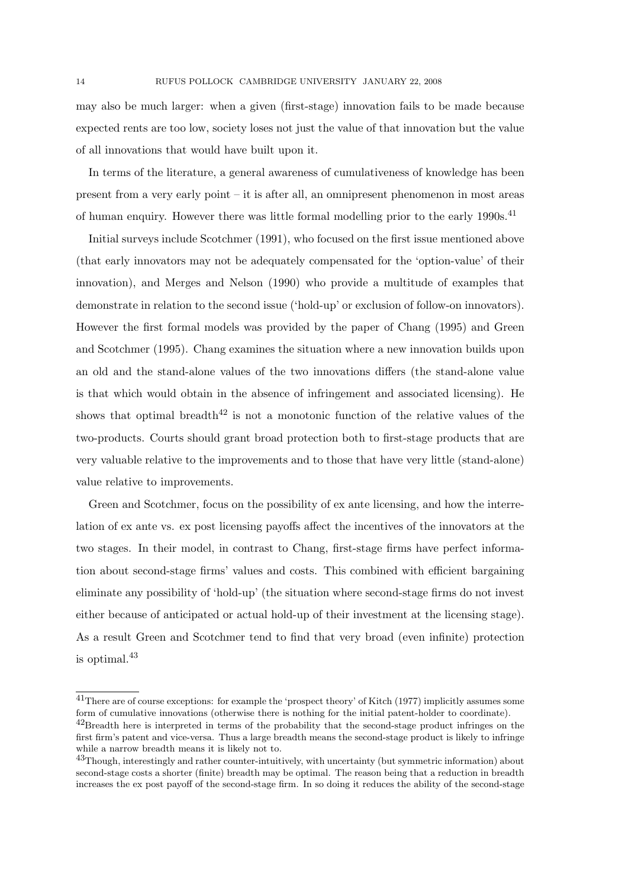may also be much larger: when a given (first-stage) innovation fails to be made because expected rents are too low, society loses not just the value of that innovation but the value of all innovations that would have built upon it.

In terms of the literature, a general awareness of cumulativeness of knowledge has been present from a very early point – it is after all, an omnipresent phenomenon in most areas of human enquiry. However there was little formal modelling prior to the early 1990s.[41]

Initial surveys include Scotchmer (1991), who focused on the first issue mentioned above (that early innovators may not be adequately compensated for the 'option-value' of their innovation), and Merges and Nelson (1990) who provide a multitude of examples that demonstrate in relation to the second issue ('hold-up' or exclusion of follow-on innovators). However the first formal models was provided by the paper of Chang (1995) and Green and Scotchmer (1995). Chang examines the situation where a new innovation builds upon an old and the stand-alone values of the two innovations differs (the stand-alone value is that which would obtain in the absence of infringement and associated licensing). He shows that optimal breadth[42] is not a monotonic function of the relative values of the two-products. Courts should grant broad protection both to first-stage products that are very valuable relative to the improvements and to those that have very little (stand-alone) value relative to improvements.

Green and Scotchmer, focus on the possibility of ex ante licensing, and how the interrelation of ex ante vs. ex post licensing payoffs affect the incentives of the innovators at the two stages. In their model, in contrast to Chang, first-stage firms have perfect information about second-stage firms' values and costs. This combined with efficient bargaining eliminate any possibility of 'hold-up' (the situation where second-stage firms do not invest either because of anticipated or actual hold-up of their investment at the licensing stage). As a result Green and Scotchmer tend to find that very broad (even infinite) protection is optimal.[43]

[41] There are of course exceptions: for example the 'prospect theory' of Kitch (1977) implicitly assumes some form of cumulative innovations (otherwise there is nothing for the initial patent-holder to coordinate).

[42] Breadth here is interpreted in terms of the probability that the second-stage product infringes on the first firm's patent and vice-versa. Thus a large breadth means the second-stage product is likely to infringe while a narrow breadth means it is likely not to.

[43] Though, interestingly and rather counter-intuitively, with uncertainty (but symmetric information) about second-stage costs a shorter (finite) breadth may be optimal. The reason being that a reduction in breadth increases the ex post payoff of the second-stage firm. In so doing it reduces the ability of the second-stage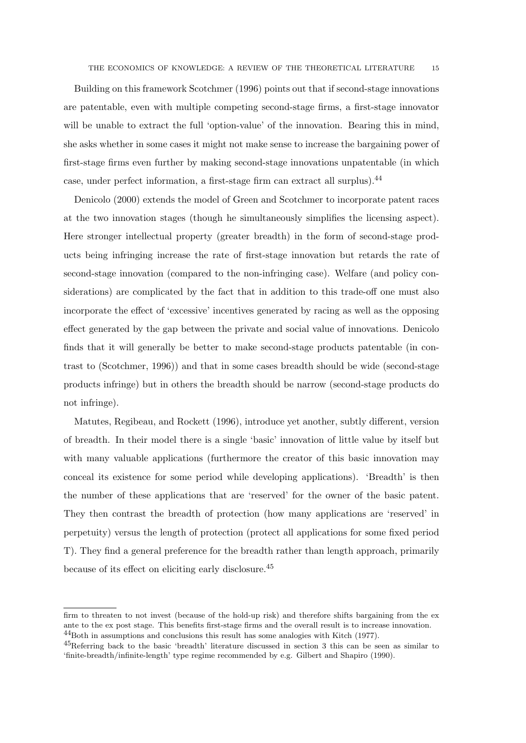Building on this framework Scotchmer (1996) points out that if second-stage innovations are patentable, even with multiple competing second-stage firms, a first-stage innovator will be unable to extract the full 'option-value' of the innovation. Bearing this in mind, she asks whether in some cases it might not make sense to increase the bargaining power of first-stage firms even further by making second-stage innovations unpatentable (in which case, under perfect information, a first-stage firm can extract all surplus).[44]

Denicolo (2000) extends the model of Green and Scotchmer to incorporate patent races at the two innovation stages (though he simultaneously simplifies the licensing aspect). Here stronger intellectual property (greater breadth) in the form of second-stage products being infringing increase the rate of first-stage innovation but retards the rate of second-stage innovation (compared to the non-infringing case). Welfare (and policy considerations) are complicated by the fact that in addition to this trade-off one must also incorporate the effect of 'excessive' incentives generated by racing as well as the opposing effect generated by the gap between the private and social value of innovations. Denicolo finds that it will generally be better to make second-stage products patentable (in contrast to (Scotchmer, 1996)) and that in some cases breadth should be wide (second-stage products infringe) but in others the breadth should be narrow (second-stage products do not infringe).

Matutes, Regibeau, and Rockett (1996), introduce yet another, subtly different, version of breadth. In their model there is a single 'basic' innovation of little value by itself but with many valuable applications (furthermore the creator of this basic innovation may conceal its existence for some period while developing applications). 'Breadth' is then the number of these applications that are 'reserved' for the owner of the basic patent. They then contrast the breadth of protection (how many applications are 'reserved' in perpetuity) versus the length of protection (protect all applications for some fixed period T). They find a general preference for the breadth rather than length approach, primarily because of its effect on eliciting early disclosure.[45]

---

firm to threaten to not invest (because of the hold-up risk) and therefore shifts bargaining from the ex ante to the ex post stage. This benefits first-stage firms and the overall result is to increase innovation.

[44] Both in assumptions and conclusions this result has some analogies with Kitch (1977).

[45] Referring back to the basic 'breadth' literature discussed in section 3 this can be seen as similar to 'finite-breadth/infinite-length' type regime recommended by e.g. Gilbert and Shapiro (1990).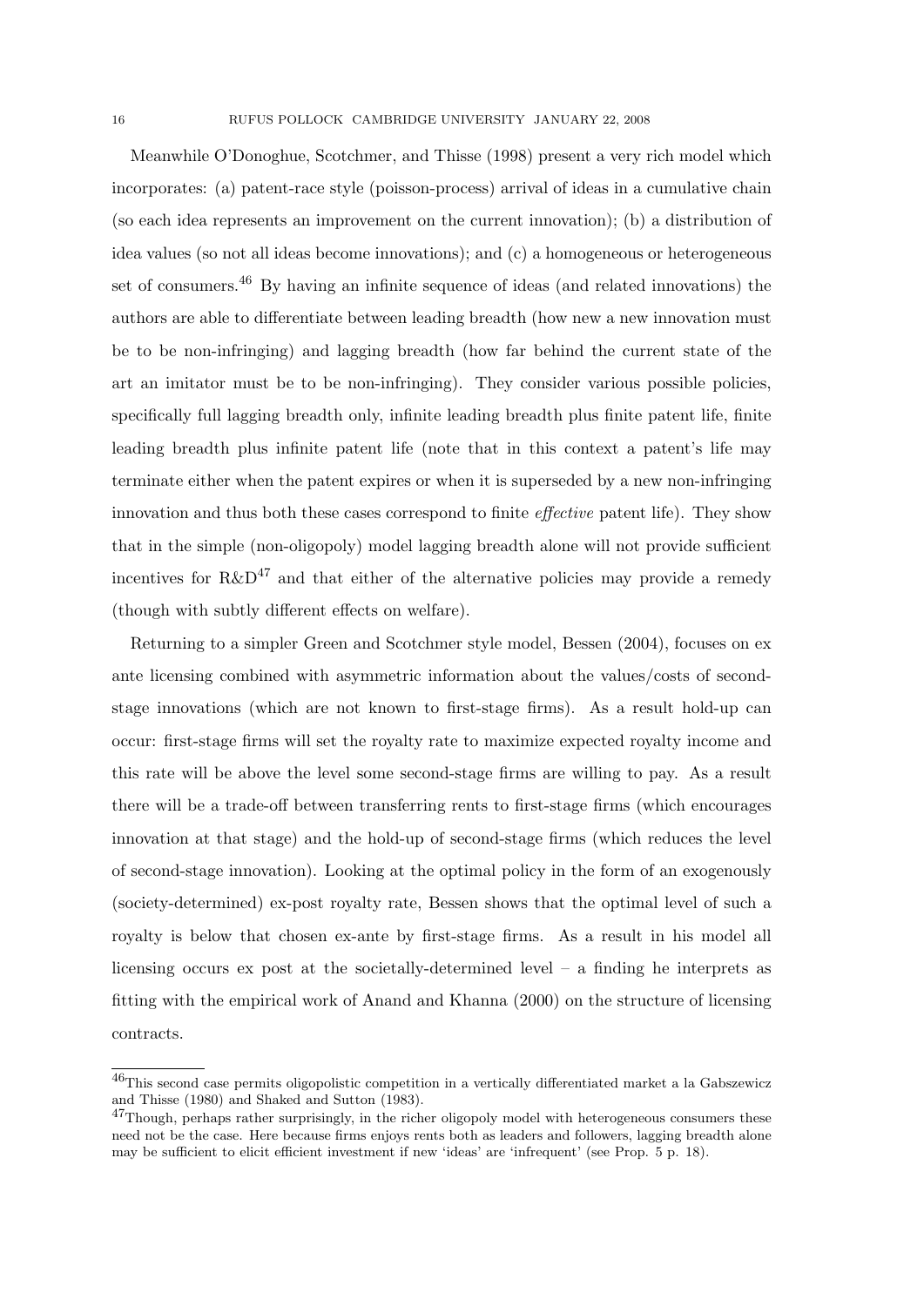Meanwhile O'Donoghue, Scotchmer, and Thisse (1998) present a very rich model which incorporates: (a) patent-race style (poisson-process) arrival of ideas in a cumulative chain (so each idea represents an improvement on the current innovation); (b) a distribution of idea values (so not all ideas become innovations); and (c) a homogeneous or heterogeneous set of consumers.[46] By having an infinite sequence of ideas (and related innovations) the authors are able to differentiate between leading breadth (how new a new innovation must be to be non-infringing) and lagging breadth (how far behind the current state of the art an imitator must be to be non-infringing). They consider various possible policies, specifically full lagging breadth only, infinite leading breadth plus finite patent life, finite leading breadth plus infinite patent life (note that in this context a patent's life may terminate either when the patent expires or when it is superseded by a new non-infringing innovation and thus both these cases correspond to finite *effective* patent life). They show that in the simple (non-oligopoly) model lagging breadth alone will not provide sufficient incentives for R&D[47] and that either of the alternative policies may provide a remedy (though with subtly different effects on welfare).

Returning to a simpler Green and Scotchmer style model, Bessen (2004), focuses on ex ante licensing combined with asymmetric information about the values/costs of second-stage innovations (which are not known to first-stage firms). As a result hold-up can occur: first-stage firms will set the royalty rate to maximize expected royalty income and this rate will be above the level some second-stage firms are willing to pay. As a result there will be a trade-off between transferring rents to first-stage firms (which encourages innovation at that stage) and the hold-up of second-stage firms (which reduces the level of second-stage innovation). Looking at the optimal policy in the form of an exogenously (society-determined) ex-post royalty rate, Bessen shows that the optimal level of such a royalty is below that chosen ex-ante by first-stage firms. As a result in his model all licensing occurs ex post at the societally-determined level – a finding he interprets as fitting with the empirical work of Anand and Khanna (2000) on the structure of licensing contracts.

---

[46] This second case permits oligopolistic competition in a vertically differentiated market a la Gabszewicz and Thisse (1980) and Shaked and Sutton (1983).

[47] Though, perhaps rather surprisingly, in the richer oligopoly model with heterogeneous consumers these need not be the case. Here because firms enjoys rents both as leaders and followers, lagging breadth alone may be sufficient to elicit efficient investment if new 'ideas' are 'infrequent' (see Prop. 5 p. 18).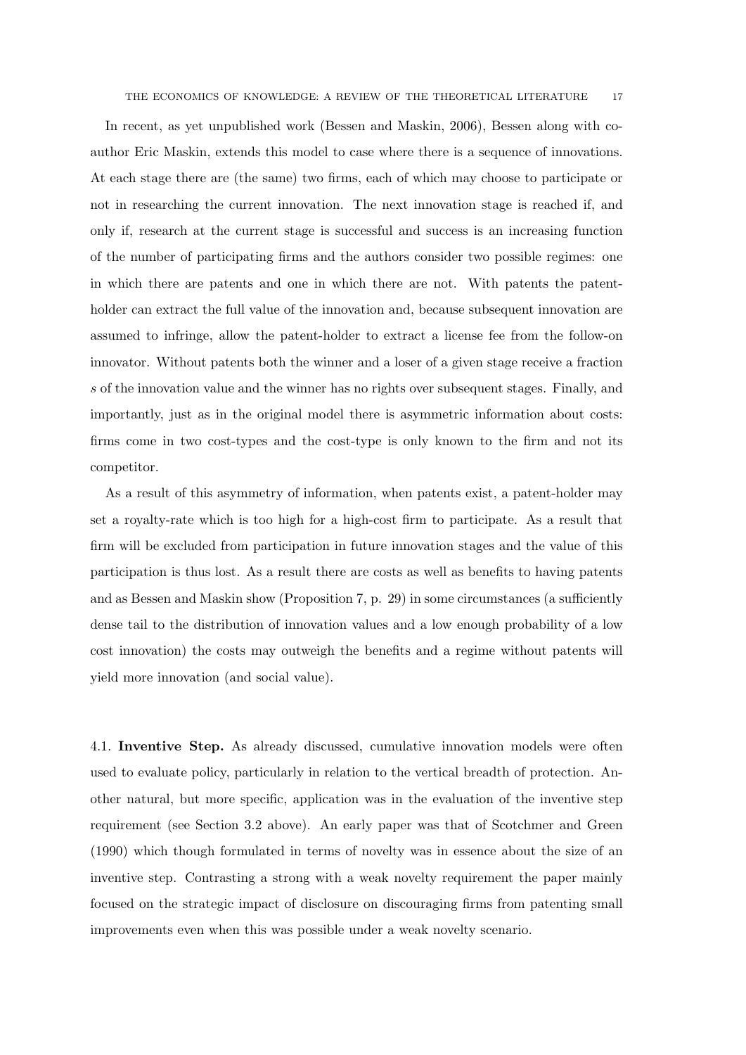In recent, as yet unpublished work (Bessen and Maskin, 2006), Bessen along with co-author Eric Maskin, extends this model to case where there is a sequence of innovations. At each stage there are (the same) two firms, each of which may choose to participate or not in researching the current innovation. The next innovation stage is reached if, and only if, research at the current stage is successful and success is an increasing function of the number of participating firms and the authors consider two possible regimes: one in which there are patents and one in which there are not. With patents the patent-holder can extract the full value of the innovation and, because subsequent innovation are assumed to infringe, allow the patent-holder to extract a license fee from the follow-on innovator. Without patents both the winner and a loser of a given stage receive a fraction $s$ of the innovation value and the winner has no rights over subsequent stages. Finally, and importantly, just as in the original model there is asymmetric information about costs: firms come in two cost-types and the cost-type is only known to the firm and not its competitor.

As a result of this asymmetry of information, when patents exist, a patent-holder may set a royalty-rate which is too high for a high-cost firm to participate. As a result that firm will be excluded from participation in future innovation stages and the value of this participation is thus lost. As a result there are costs as well as benefits to having patents and as Bessen and Maskin show (Proposition 7, p. 29) in some circumstances (a sufficiently dense tail to the distribution of innovation values and a low enough probability of a low cost innovation) the costs may outweigh the benefits and a regime without patents will yield more innovation (and social value).

4.1. **Inventive Step.** As already discussed, cumulative innovation models were often used to evaluate policy, particularly in relation to the vertical breadth of protection. Another natural, but more specific, application was in the evaluation of the inventive step requirement (see Section 3.2 above). An early paper was that of Scotchmer and Green (1990) which though formulated in terms of novelty was in essence about the size of an inventive step. Contrasting a strong with a weak novelty requirement the paper mainly focused on the strategic impact of disclosure on discouraging firms from patenting small improvements even when this was possible under a weak novelty scenario.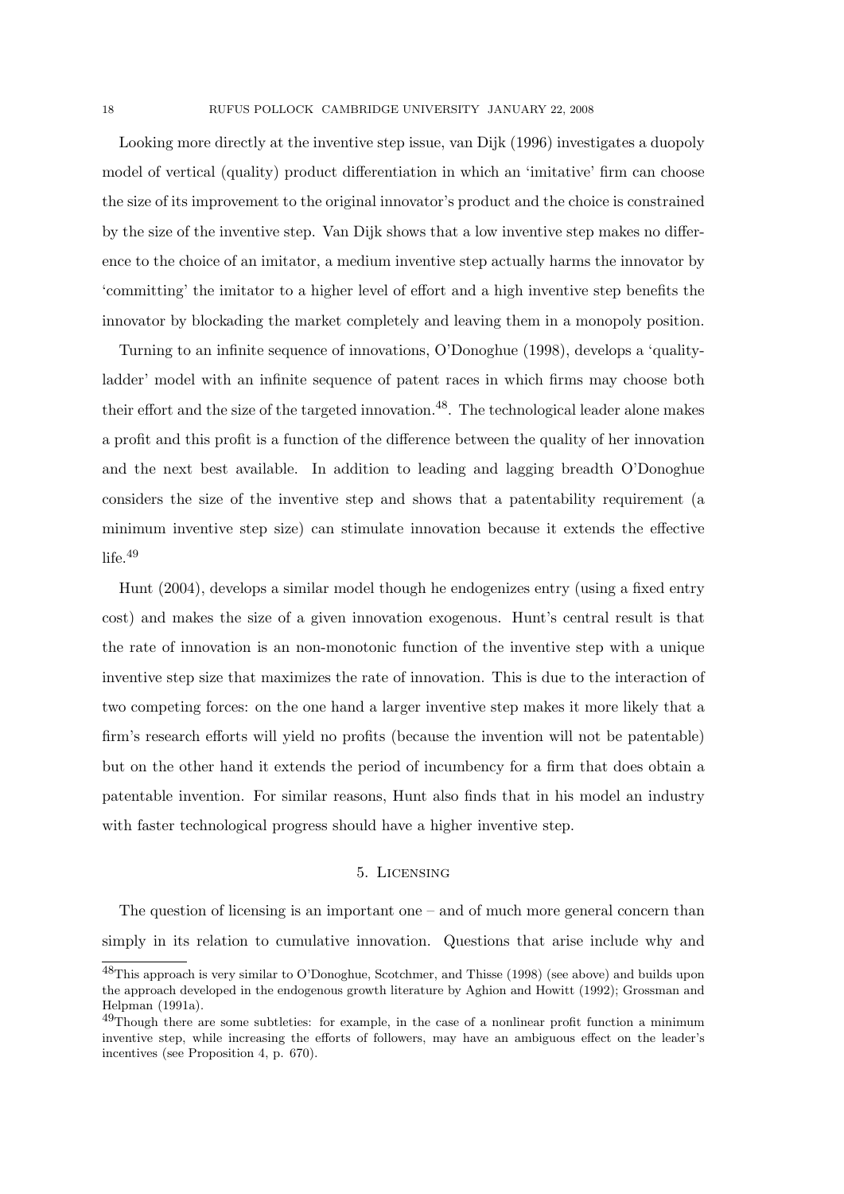Looking more directly at the inventive step issue, van Dijk (1996) investigates a duopoly model of vertical (quality) product differentiation in which an 'imitative' firm can choose the size of its improvement to the original innovator's product and the choice is constrained by the size of the inventive step. Van Dijk shows that a low inventive step makes no difference to the choice of an imitator, a medium inventive step actually harms the innovator by 'committing' the imitator to a higher level of effort and a high inventive step benefits the innovator by blockading the market completely and leaving them in a monopoly position.

Turning to an infinite sequence of innovations, O'Donoghue (1998), develops a 'quality-ladder' model with an infinite sequence of patent races in which firms may choose both their effort and the size of the targeted innovation.[48]. The technological leader alone makes a profit and this profit is a function of the difference between the quality of her innovation and the next best available. In addition to leading and lagging breadth O'Donoghue considers the size of the inventive step and shows that a patentability requirement (a minimum inventive step size) can stimulate innovation because it extends the effective life.[49]

Hunt (2004), develops a similar model though he endogenizes entry (using a fixed entry cost) and makes the size of a given innovation exogenous. Hunt's central result is that the rate of innovation is an non-monotonic function of the inventive step with a unique inventive step size that maximizes the rate of innovation. This is due to the interaction of two competing forces: on the one hand a larger inventive step makes it more likely that a firm's research efforts will yield no profits (because the invention will not be patentable) but on the other hand it extends the period of incumbency for a firm that does obtain a patentable invention. For similar reasons, Hunt also finds that in his model an industry with faster technological progress should have a higher inventive step.

## 5. Licensing

The question of licensing is an important one – and of much more general concern than simply in its relation to cumulative innovation. Questions that arise include why and

[48] This approach is very similar to O'Donoghue, Scotchmer, and Thisse (1998) (see above) and builds upon the approach developed in the endogenous growth literature by Aghion and Howitt (1992); Grossman and Helpman (1991a).

[49] Though there are some subtleties: for example, in the case of a nonlinear profit function a minimum inventive step, while increasing the efforts of followers, may have an ambiguous effect on the leader's incentives (see Proposition 4, p. 670).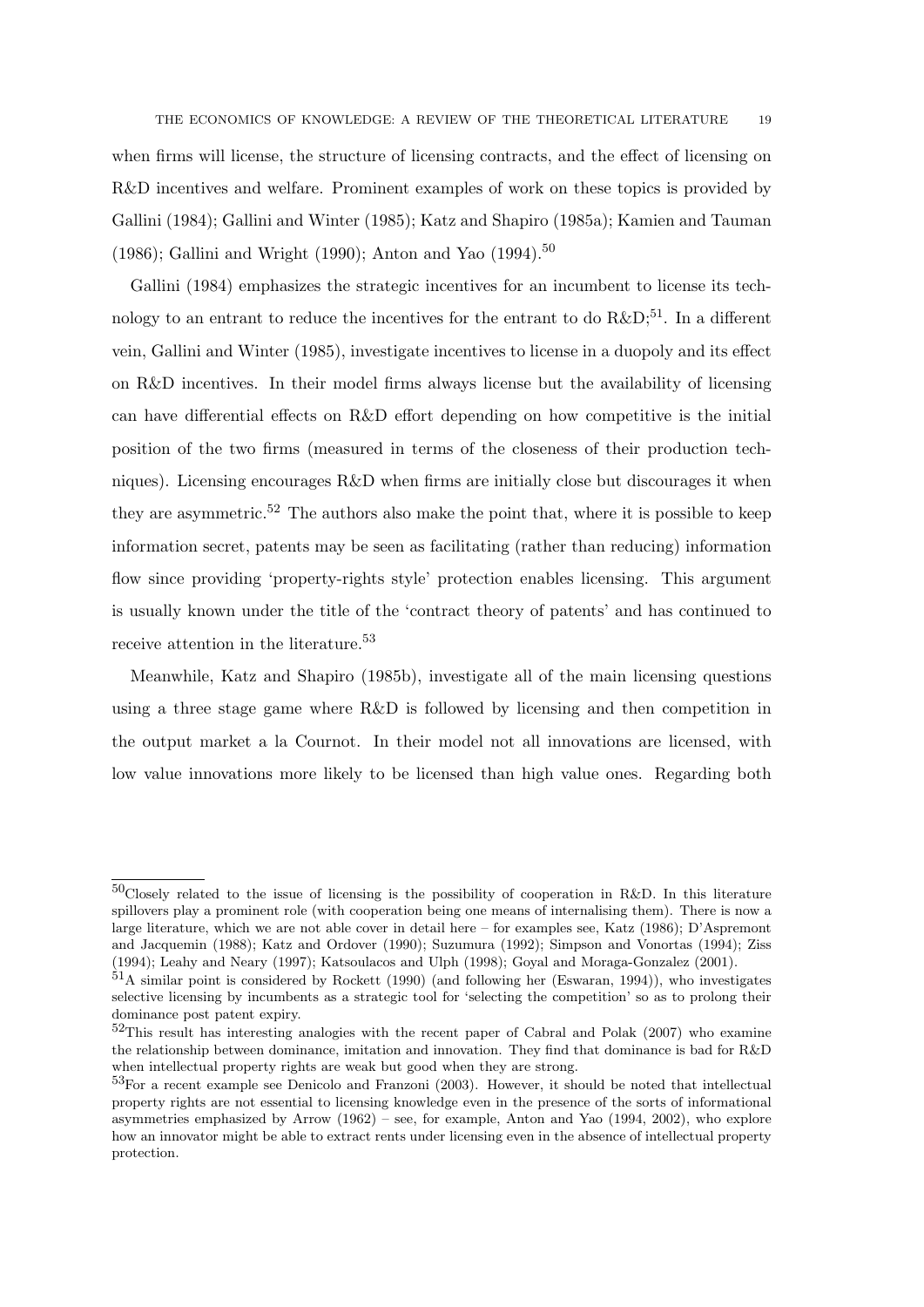when firms will license, the structure of licensing contracts, and the effect of licensing on R&D incentives and welfare. Prominent examples of work on these topics is provided by Gallini (1984); Gallini and Winter (1985); Katz and Shapiro (1985a); Kamien and Tauman (1986); Gallini and Wright (1990); Anton and Yao (1994).[50]

Gallini (1984) emphasizes the strategic incentives for an incumbent to license its technology to an entrant to reduce the incentives for the entrant to do R&D;[51]. In a different vein, Gallini and Winter (1985), investigate incentives to license in a duopoly and its effect on R&D incentives. In their model firms always license but the availability of licensing can have differential effects on R&D effort depending on how competitive is the initial position of the two firms (measured in terms of the closeness of their production techniques). Licensing encourages R&D when firms are initially close but discourages it when they are asymmetric.[52] The authors also make the point that, where it is possible to keep information secret, patents may be seen as facilitating (rather than reducing) information flow since providing 'property-rights style' protection enables licensing. This argument is usually known under the title of the 'contract theory of patents' and has continued to receive attention in the literature.[53]

Meanwhile, Katz and Shapiro (1985b), investigate all of the main licensing questions using a three stage game where R&D is followed by licensing and then competition in the output market a la Cournot. In their model not all innovations are licensed, with low value innovations more likely to be licensed than high value ones. Regarding both

---

[50] Closely related to the issue of licensing is the possibility of cooperation in R&D. In this literature spillovers play a prominent role (with cooperation being one means of internalising them). There is now a large literature, which we are not able cover in detail here – for examples see, Katz (1986); D'Aspremont and Jacquemin (1988); Katz and Ordover (1990); Suzumura (1992); Simpson and Vonortas (1994); Ziss (1994); Leahy and Neary (1997); Katsoulacos and Ulph (1998); Goyal and Moraga-Gonzalez (2001).

[51] A similar point is considered by Rockett (1990) (and following her (Eswaran, 1994)), who investigates selective licensing by incumbents as a strategic tool for 'selecting the competition' so as to prolong their dominance post patent expiry.

[52] This result has interesting analogies with the recent paper of Cabral and Polak (2007) who examine the relationship between dominance, imitation and innovation. They find that dominance is bad for R&D when intellectual property rights are weak but good when they are strong.

[53] For a recent example see Denicolo and Franzoni (2003). However, it should be noted that intellectual property rights are not essential to licensing knowledge even in the presence of the sorts of informational asymmetries emphasized by Arrow (1962) – see, for example, Anton and Yao (1994, 2002), who explore how an innovator might be able to extract rents under licensing even in the absence of intellectual property protection.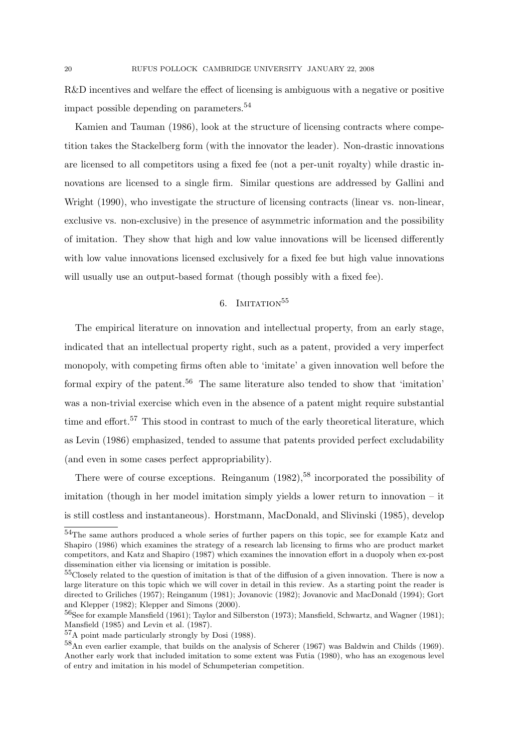R&D incentives and welfare the effect of licensing is ambiguous with a negative or positive impact possible depending on parameters.[54]

Kamien and Tauman (1986), look at the structure of licensing contracts where competition takes the Stackelberg form (with the innovator the leader). Non-drastic innovations are licensed to all competitors using a fixed fee (not a per-unit royalty) while drastic innovations are licensed to a single firm. Similar questions are addressed by Gallini and Wright (1990), who investigate the structure of licensing contracts (linear vs. non-linear, exclusive vs. non-exclusive) in the presence of asymmetric information and the possibility of imitation. They show that high and low value innovations will be licensed differently with low value innovations licensed exclusively for a fixed fee but high value innovations will usually use an output-based format (though possibly with a fixed fee).

## 6. Imitation[55]

The empirical literature on innovation and intellectual property, from an early stage, indicated that an intellectual property right, such as a patent, provided a very imperfect monopoly, with competing firms often able to 'imitate' a given innovation well before the formal expiry of the patent.[56] The same literature also tended to show that 'imitation' was a non-trivial exercise which even in the absence of a patent might require substantial time and effort.[57] This stood in contrast to much of the early theoretical literature, which as Levin (1986) emphasized, tended to assume that patents provided perfect excludability (and even in some cases perfect appropriability).

There were of course exceptions. Reinganum (1982),[58] incorporated the possibility of imitation (though in her model imitation simply yields a lower return to innovation – it is still costless and instantaneous). Horstmann, MacDonald, and Slivinski (1985), develop

---

[54] The same authors produced a whole series of further papers on this topic, see for example Katz and Shapiro (1986) which examines the strategy of a research lab licensing to firms who are product market competitors, and Katz and Shapiro (1987) which examines the innovation effort in a duopoly when ex-post dissemination either via licensing or imitation is possible.

[55] Closely related to the question of imitation is that of the diffusion of a given innovation. There is now a large literature on this topic which we will cover in detail in this review. As a starting point the reader is directed to Griliches (1957); Reinganum (1981); Jovanovic (1982); Jovanovic and MacDonald (1994); Gort and Klepper (1982); Klepper and Simons (2000).

[56] See for example Mansfield (1961); Taylor and Silberston (1973); Mansfield, Schwartz, and Wagner (1981); Mansfield (1985) and Levin et al. (1987).

[57] A point made particularly strongly by Dosi (1988).

[58] An even earlier example, that builds on the analysis of Scherer (1967) was Baldwin and Childs (1969). Another early work that included imitation to some extent was Futia (1980), who has an exogenous level of entry and imitation in his model of Schumpeterian competition.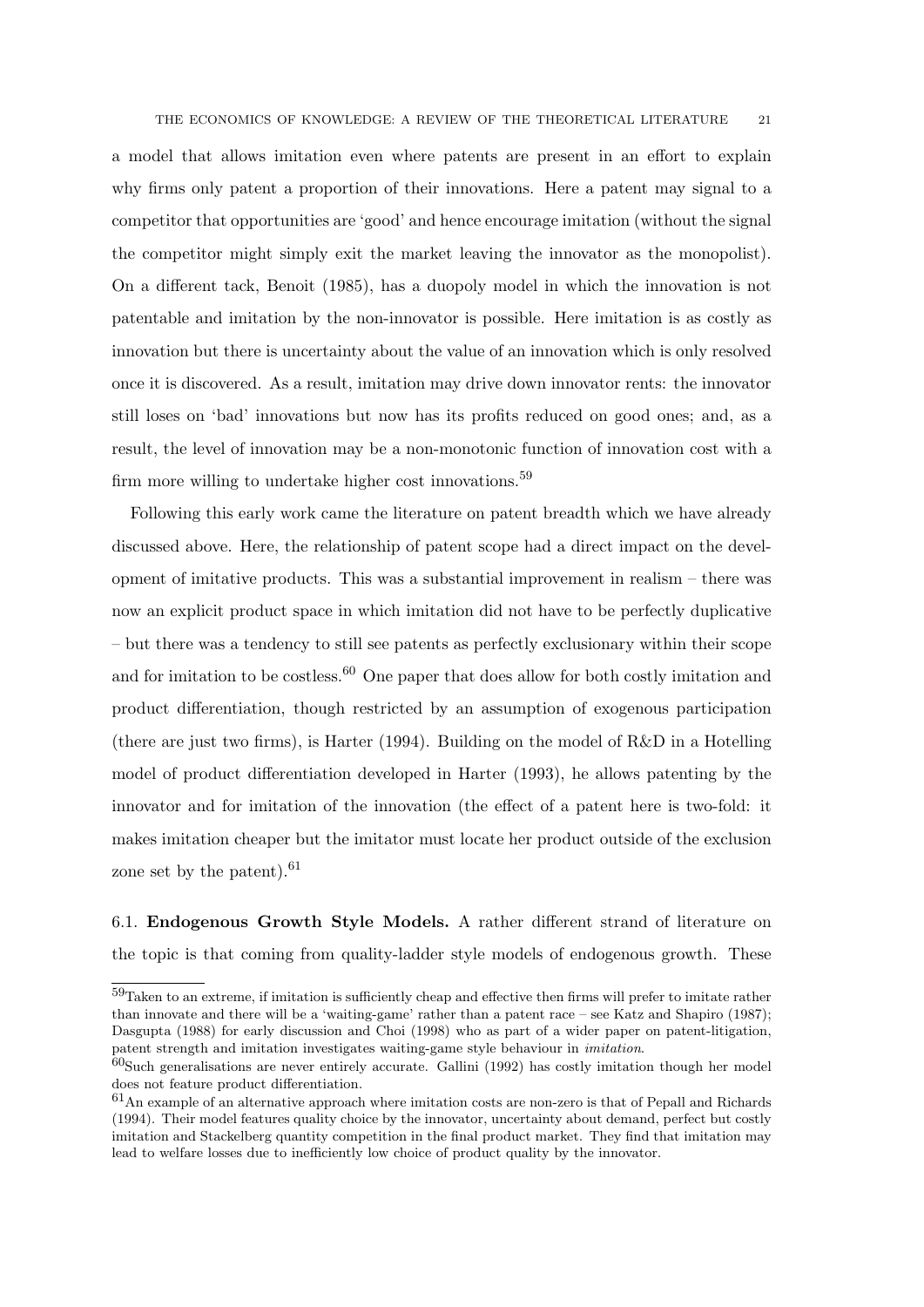a model that allows imitation even where patents are present in an effort to explain why firms only patent a proportion of their innovations. Here a patent may signal to a competitor that opportunities are 'good' and hence encourage imitation (without the signal the competitor might simply exit the market leaving the innovator as the monopolist). On a different tack, Benoit (1985), has a duopoly model in which the innovation is not patentable and imitation by the non-innovator is possible. Here imitation is as costly as innovation but there is uncertainty about the value of an innovation which is only resolved once it is discovered. As a result, imitation may drive down innovator rents: the innovator still loses on 'bad' innovations but now has its profits reduced on good ones; and, as a result, the level of innovation may be a non-monotonic function of innovation cost with a firm more willing to undertake higher cost innovations.[59]

Following this early work came the literature on patent breadth which we have already discussed above. Here, the relationship of patent scope had a direct impact on the development of imitative products. This was a substantial improvement in realism – there was now an explicit product space in which imitation did not have to be perfectly duplicative – but there was a tendency to still see patents as perfectly exclusionary within their scope and for imitation to be costless.[60] One paper that does allow for both costly imitation and product differentiation, though restricted by an assumption of exogenous participation (there are just two firms), is Harter (1994). Building on the model of R&D in a Hotelling model of product differentiation developed in Harter (1993), he allows patenting by the innovator and for imitation of the innovation (the effect of a patent here is two-fold: it makes imitation cheaper but the imitator must locate her product outside of the exclusion zone set by the patent).[61]

6.1. **Endogenous Growth Style Models.** A rather different strand of literature on the topic is that coming from quality-ladder style models of endogenous growth. These

[59]Taken to an extreme, if imitation is sufficiently cheap and effective then firms will prefer to imitate rather than innovate and there will be a 'waiting-game' rather than a patent race – see Katz and Shapiro (1987); Dasgupta (1988) for early discussion and Choi (1998) who as part of a wider paper on patent-litigation, patent strength and imitation investigates waiting-game style behaviour in *imitation*.

[60]Such generalisations are never entirely accurate. Gallini (1992) has costly imitation though her model does not feature product differentiation.

[61]An example of an alternative approach where imitation costs are non-zero is that of Pepall and Richards (1994). Their model features quality choice by the innovator, uncertainty about demand, perfect but costly imitation and Stackelberg quantity competition in the final product market. They find that imitation may lead to welfare losses due to inefficiently low choice of product quality by the innovator.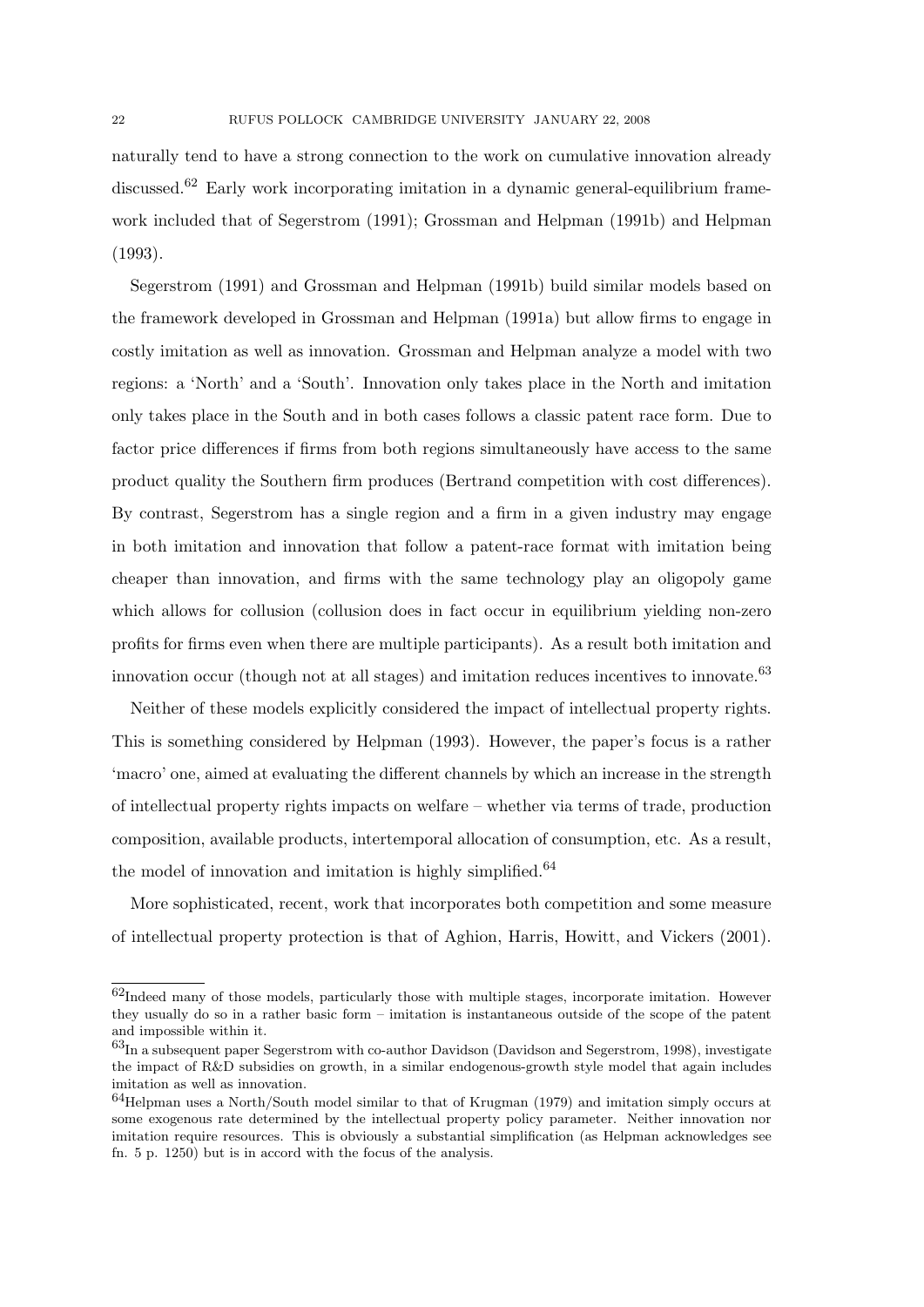naturally tend to have a strong connection to the work on cumulative innovation already discussed.[62] Early work incorporating imitation in a dynamic general-equilibrium framework included that of Segerstrom (1991); Grossman and Helpman (1991b) and Helpman (1993).

Segerstrom (1991) and Grossman and Helpman (1991b) build similar models based on the framework developed in Grossman and Helpman (1991a) but allow firms to engage in costly imitation as well as innovation. Grossman and Helpman analyze a model with two regions: a 'North' and a 'South'. Innovation only takes place in the North and imitation only takes place in the South and in both cases follows a classic patent race form. Due to factor price differences if firms from both regions simultaneously have access to the same product quality the Southern firm produces (Bertrand competition with cost differences). By contrast, Segerstrom has a single region and a firm in a given industry may engage in both imitation and innovation that follow a patent-race format with imitation being cheaper than innovation, and firms with the same technology play an oligopoly game which allows for collusion (collusion does in fact occur in equilibrium yielding non-zero profits for firms even when there are multiple participants). As a result both imitation and innovation occur (though not at all stages) and imitation reduces incentives to innovate.[63]

Neither of these models explicitly considered the impact of intellectual property rights. This is something considered by Helpman (1993). However, the paper's focus is a rather 'macro' one, aimed at evaluating the different channels by which an increase in the strength of intellectual property rights impacts on welfare – whether via terms of trade, production composition, available products, intertemporal allocation of consumption, etc. As a result, the model of innovation and imitation is highly simplified.[64]

More sophisticated, recent, work that incorporates both competition and some measure of intellectual property protection is that of Aghion, Harris, Howitt, and Vickers (2001).

---

[62] Indeed many of those models, particularly those with multiple stages, incorporate imitation. However they usually do so in a rather basic form – imitation is instantaneous outside of the scope of the patent and impossible within it.

[63] In a subsequent paper Segerstrom with co-author Davidson (Davidson and Segerstrom, 1998), investigate the impact of R&D subsidies on growth, in a similar endogenous-growth style model that again includes imitation as well as innovation.

[64] Helpman uses a North/South model similar to that of Krugman (1979) and imitation simply occurs at some exogenous rate determined by the intellectual property policy parameter. Neither innovation nor imitation require resources. This is obviously a substantial simplification (as Helpman acknowledges see fn. 5 p. 1250) but is in accord with the focus of the analysis.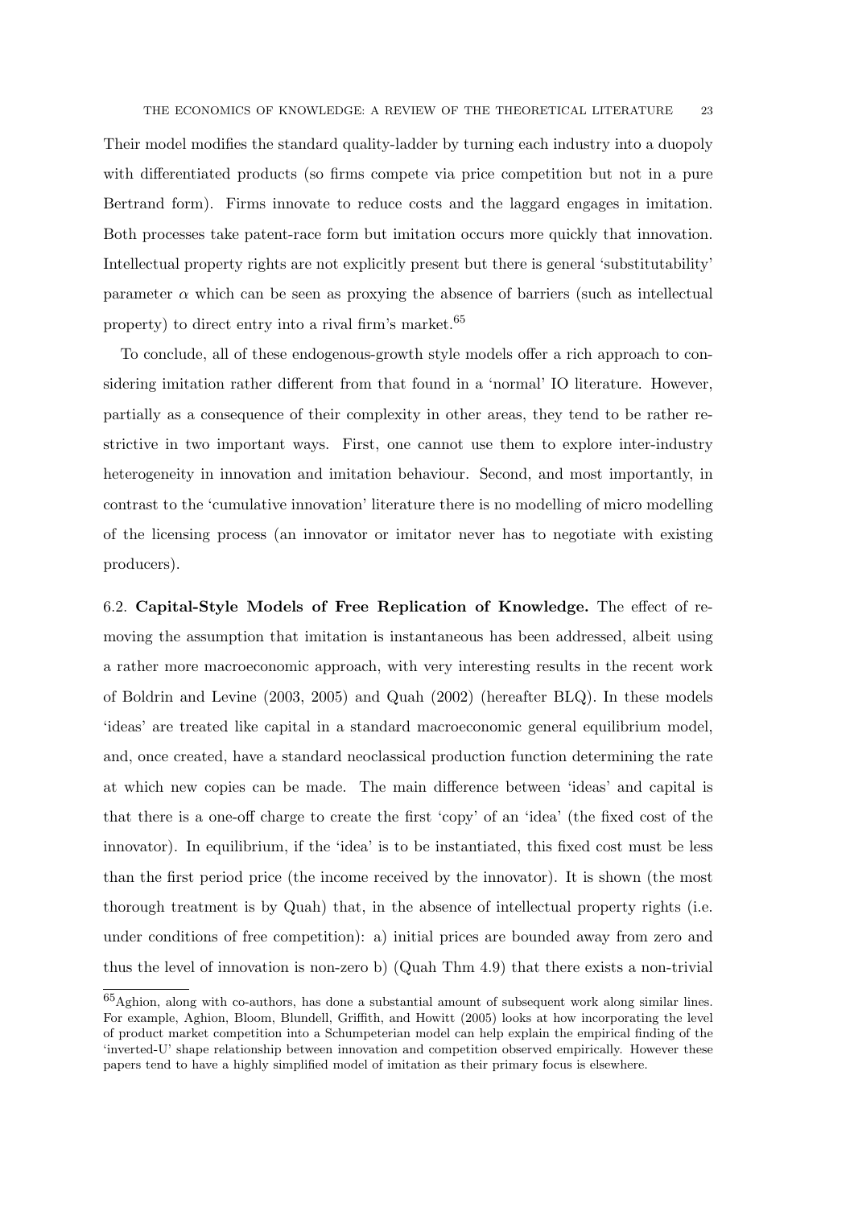Their model modifies the standard quality-ladder by turning each industry into a duopoly with differentiated products (so firms compete via price competition but not in a pure Bertrand form). Firms innovate to reduce costs and the laggard engages in imitation. Both processes take patent-race form but imitation occurs more quickly that innovation. Intellectual property rights are not explicitly present but there is general 'substitutability' parameter $\alpha$ which can be seen as proxying the absence of barriers (such as intellectual property) to direct entry into a rival firm's market.[65]

To conclude, all of these endogenous-growth style models offer a rich approach to considering imitation rather different from that found in a 'normal' IO literature. However, partially as a consequence of their complexity in other areas, they tend to be rather restrictive in two important ways. First, one cannot use them to explore inter-industry heterogeneity in innovation and imitation behaviour. Second, and most importantly, in contrast to the 'cumulative innovation' literature there is no modelling of micro modelling of the licensing process (an innovator or imitator never has to negotiate with existing producers).

6.2. **Capital-Style Models of Free Replication of Knowledge.** The effect of removing the assumption that imitation is instantaneous has been addressed, albeit using a rather more macroeconomic approach, with very interesting results in the recent work of Boldrin and Levine (2003, 2005) and Quah (2002) (hereafter BLQ). In these models 'ideas' are treated like capital in a standard macroeconomic general equilibrium model, and, once created, have a standard neoclassical production function determining the rate at which new copies can be made. The main difference between 'ideas' and capital is that there is a one-off charge to create the first 'copy' of an 'idea' (the fixed cost of the innovator). In equilibrium, if the 'idea' is to be instantiated, this fixed cost must be less than the first period price (the income received by the innovator). It is shown (the most thorough treatment is by Quah) that, in the absence of intellectual property rights (i.e. under conditions of free competition): a) initial prices are bounded away from zero and thus the level of innovation is non-zero b) (Quah Thm 4.9) that there exists a non-trivial

[65] Aghion, along with co-authors, has done a substantial amount of subsequent work along similar lines. For example, Aghion, Bloom, Blundell, Griffith, and Howitt (2005) looks at how incorporating the level of product market competition into a Schumpeterian model can help explain the empirical finding of the 'inverted-U' shape relationship between innovation and competition observed empirically. However these papers tend to have a highly simplified model of imitation as their primary focus is elsewhere.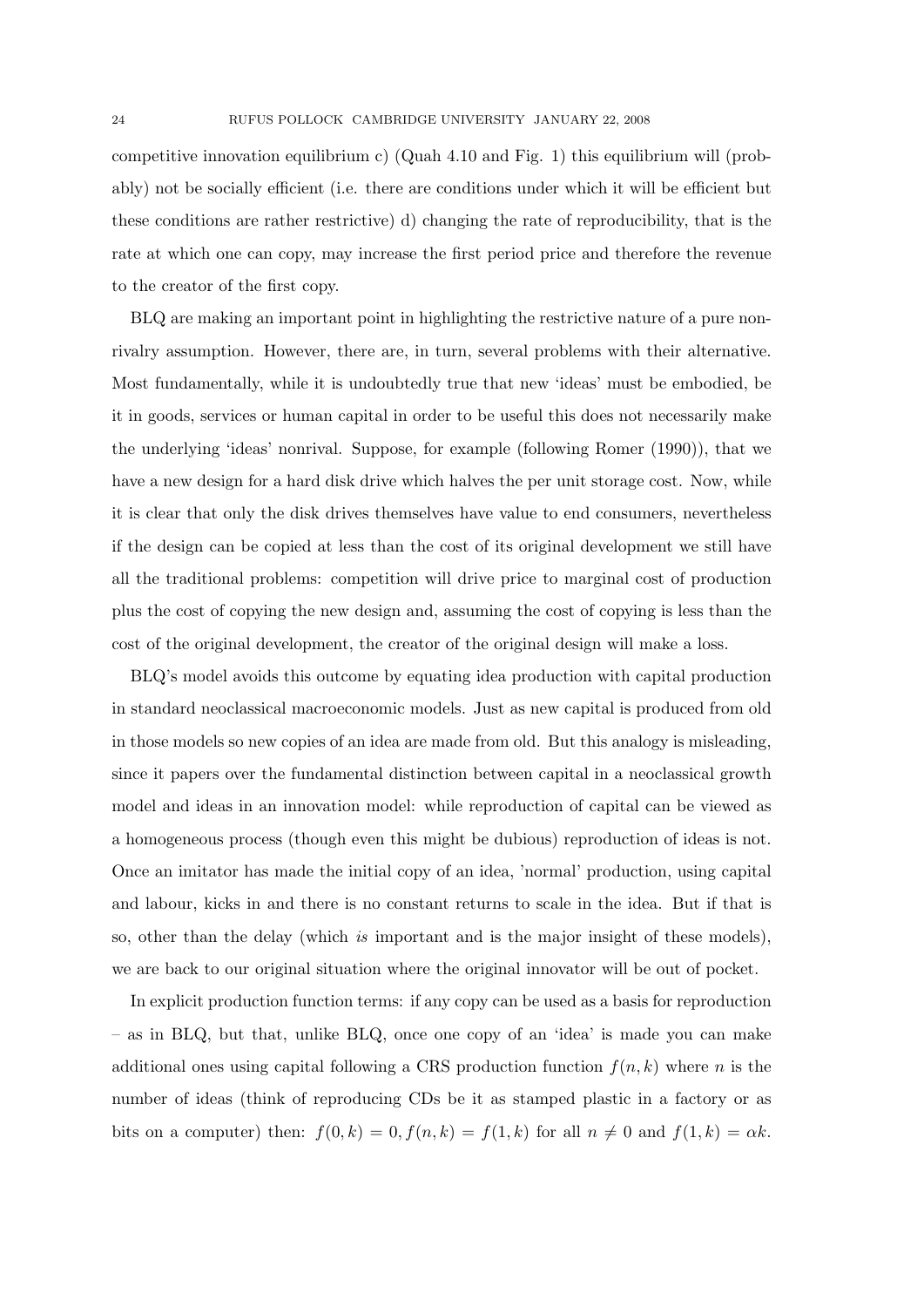competitive innovation equilibrium c) (Quah 4.10 and Fig. 1) this equilibrium will (probably) not be socially efficient (i.e. there are conditions under which it will be efficient but these conditions are rather restrictive) d) changing the rate of reproducibility, that is the rate at which one can copy, may increase the first period price and therefore the revenue to the creator of the first copy.

BLQ are making an important point in highlighting the restrictive nature of a pure nonrivalry assumption. However, there are, in turn, several problems with their alternative. Most fundamentally, while it is undoubtedly true that new 'ideas' must be embodied, be it in goods, services or human capital in order to be useful this does not necessarily make the underlying 'ideas' nonrival. Suppose, for example (following Romer (1990)), that we have a new design for a hard disk drive which halves the per unit storage cost. Now, while it is clear that only the disk drives themselves have value to end consumers, nevertheless if the design can be copied at less than the cost of its original development we still have all the traditional problems: competition will drive price to marginal cost of production plus the cost of copying the new design and, assuming the cost of copying is less than the cost of the original development, the creator of the original design will make a loss.

BLQ's model avoids this outcome by equating idea production with capital production in standard neoclassical macroeconomic models. Just as new capital is produced from old in those models so new copies of an idea are made from old. But this analogy is misleading, since it papers over the fundamental distinction between capital in a neoclassical growth model and ideas in an innovation model: while reproduction of capital can be viewed as a homogeneous process (though even this might be dubious) reproduction of ideas is not. Once an imitator has made the initial copy of an idea, 'normal' production, using capital and labour, kicks in and there is no constant returns to scale in the idea. But if that is so, other than the delay (which *is* important and is the major insight of these models), we are back to our original situation where the original innovator will be out of pocket.

In explicit production function terms: if any copy can be used as a basis for reproduction – as in BLQ, but that, unlike BLQ, once one copy of an 'idea' is made you can make additional ones using capital following a CRS production function $f(n, k)$ where $n$ is the number of ideas (think of reproducing CDs be it as stamped plastic in a factory or as bits on a computer) then: $f(0, k) = 0, f(n, k) = f(1, k)$ for all $n \neq 0$ and $f(1, k) = \alpha k$.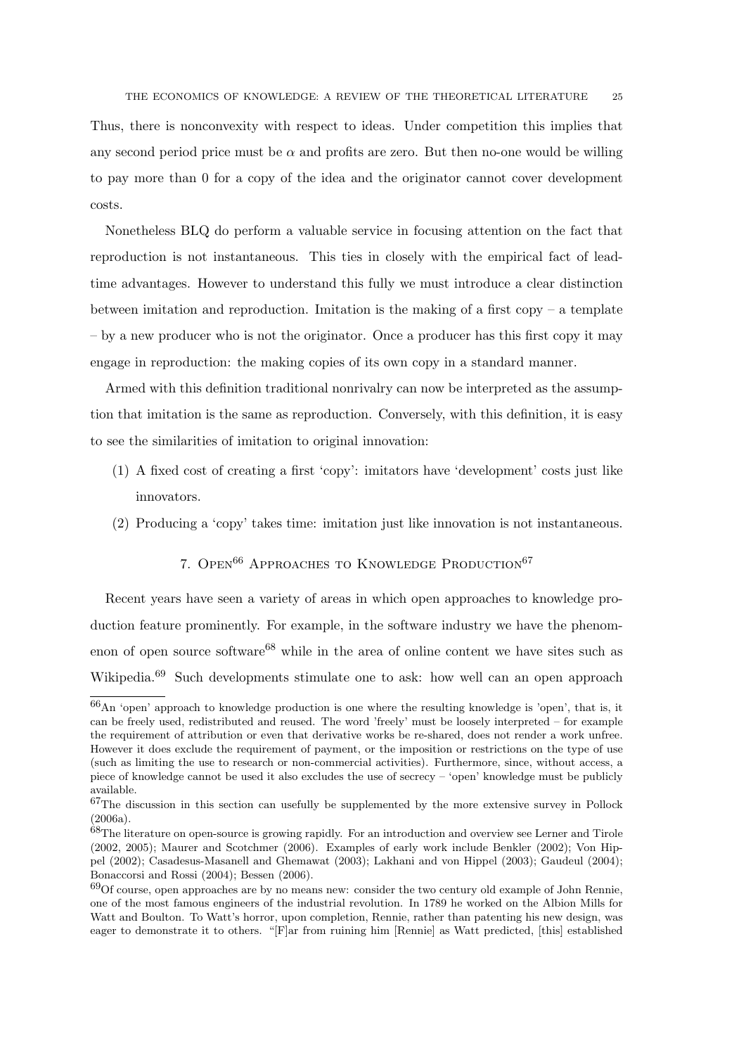Thus, there is nonconvexity with respect to ideas. Under competition this implies that any second period price must be $\alpha$ and profits are zero. But then no-one would be willing to pay more than 0 for a copy of the idea and the originator cannot cover development costs.

Nonetheless BLQ do perform a valuable service in focusing attention on the fact that reproduction is not instantaneous. This ties in closely with the empirical fact of lead-time advantages. However to understand this fully we must introduce a clear distinction between imitation and reproduction. Imitation is the making of a first copy – a template – by a new producer who is not the originator. Once a producer has this first copy it may engage in reproduction: the making copies of its own copy in a standard manner.

Armed with this definition traditional nonrivalry can now be interpreted as the assumption that imitation is the same as reproduction. Conversely, with this definition, it is easy to see the similarities of imitation to original innovation:

1. A fixed cost of creating a first 'copy': imitators have 'development' costs just like innovators.
2. Producing a 'copy' takes time: imitation just like innovation is not instantaneous.

## 7. Open[66] Approaches to Knowledge Production[67]

Recent years have seen a variety of areas in which open approaches to knowledge production feature prominently. For example, in the software industry we have the phenomenon of open source software[68] while in the area of online content we have sites such as Wikipedia.[69] Such developments stimulate one to ask: how well can an open approach

---

[66] An 'open' approach to knowledge production is one where the resulting knowledge is 'open', that is, it can be freely used, redistributed and reused. The word 'freely' must be loosely interpreted – for example the requirement of attribution or even that derivative works be re-shared, does not render a work unfree. However it does exclude the requirement of payment, or the imposition or restrictions on the type of use (such as limiting the use to research or non-commercial activities). Furthermore, since, without access, a piece of knowledge cannot be used it also excludes the use of secrecy – 'open' knowledge must be publicly available.

[67] The discussion in this section can usefully be supplemented by the more extensive survey in Pollock (2006a).

[68] The literature on open-source is growing rapidly. For an introduction and overview see Lerner and Tirole (2002, 2005); Maurer and Scotchmer (2006). Examples of early work include Benkler (2002); Von Hippel (2002); Casadesus-Masanell and Ghemawat (2003); Lakhani and von Hippel (2003); Gaudeul (2004); Bonaccorsi and Rossi (2004); Bessen (2006).

[69] Of course, open approaches are by no means new: consider the two century old example of John Rennie, one of the most famous engineers of the industrial revolution. In 1789 he worked on the Albion Mills for Watt and Boulton. To Watt's horror, upon completion, Rennie, rather than patenting his new design, was eager to demonstrate it to others. "[F]ar from ruining him [Rennie] as Watt predicted, [this] established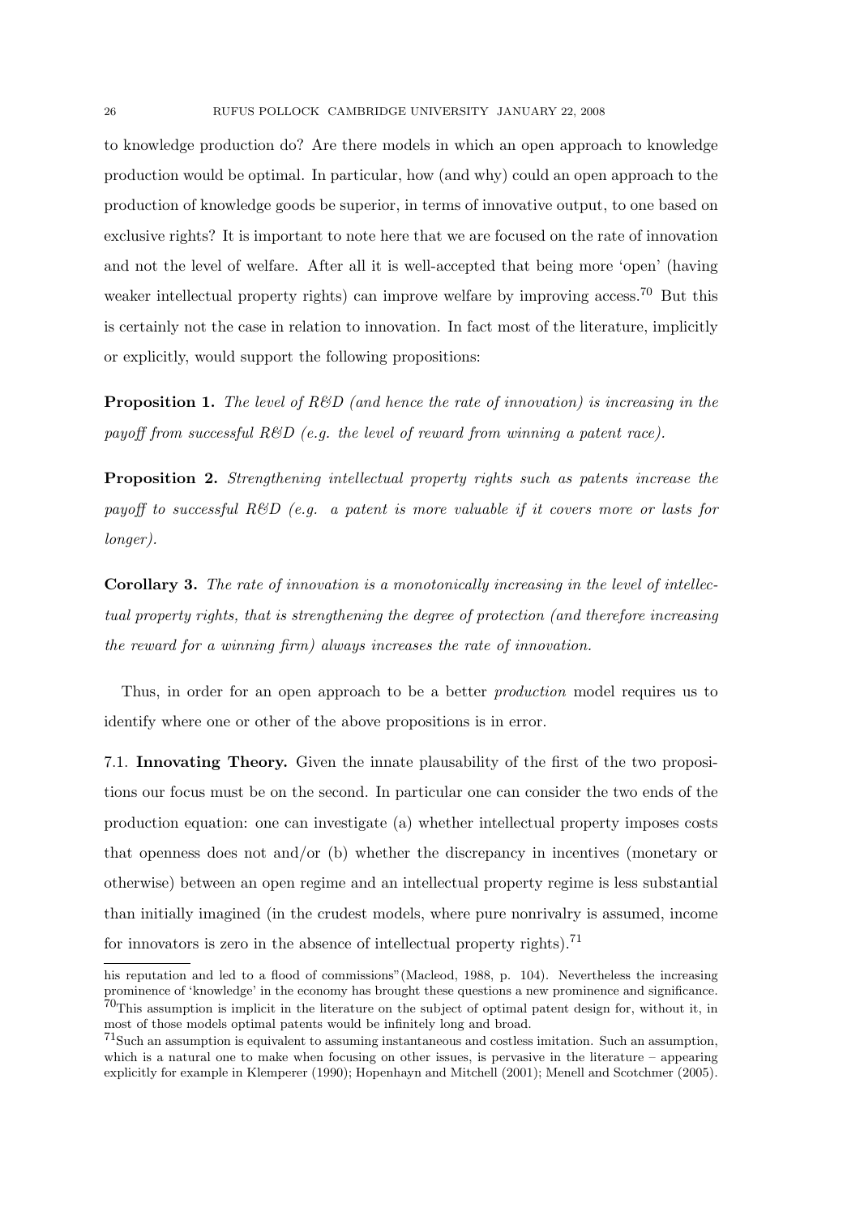to knowledge production do? Are there models in which an open approach to knowledge production would be optimal. In particular, how (and why) could an open approach to the production of knowledge goods be superior, in terms of innovative output, to one based on exclusive rights? It is important to note here that we are focused on the rate of innovation and not the level of welfare. After all it is well-accepted that being more 'open' (having weaker intellectual property rights) can improve welfare by improving access.[70] But this is certainly not the case in relation to innovation. In fact most of the literature, implicitly or explicitly, would support the following propositions:

**Proposition 1.** *The level of R&D (and hence the rate of innovation) is increasing in the payoff from successful R&D (e.g. the level of reward from winning a patent race).*

**Proposition 2.** *Strengthening intellectual property rights such as patents increase the payoff to successful R&D (e.g. a patent is more valuable if it covers more or lasts for longer).*

**Corollary 3.** *The rate of innovation is a monotonically increasing in the level of intellectual property rights, that is strengthening the degree of protection (and therefore increasing the reward for a winning firm) always increases the rate of innovation.*

Thus, in order for an open approach to be a better *production* model requires us to identify where one or other of the above propositions is in error.

7.1. **Innovating Theory.** Given the innate plausability of the first of the two propositions our focus must be on the second. In particular one can consider the two ends of the production equation: one can investigate (a) whether intellectual property imposes costs that openness does not and/or (b) whether the discrepancy in incentives (monetary or otherwise) between an open regime and an intellectual property regime is less substantial than initially imagined (in the crudest models, where pure nonrivalry is assumed, income for innovators is zero in the absence of intellectual property rights).[71]

---

his reputation and led to a flood of commissions"(Macleod, 1988, p. 104). Nevertheless the increasing prominence of 'knowledge' in the economy has brought these questions a new prominence and significance.

[70] This assumption is implicit in the literature on the subject of optimal patent design for, without it, in most of those models optimal patents would be infinitely long and broad.

[71] Such an assumption is equivalent to assuming instantaneous and costless imitation. Such an assumption, which is a natural one to make when focusing on other issues, is pervasive in the literature – appearing explicitly for example in Klemperer (1990); Hopenhayn and Mitchell (2001); Menell and Scotchmer (2005).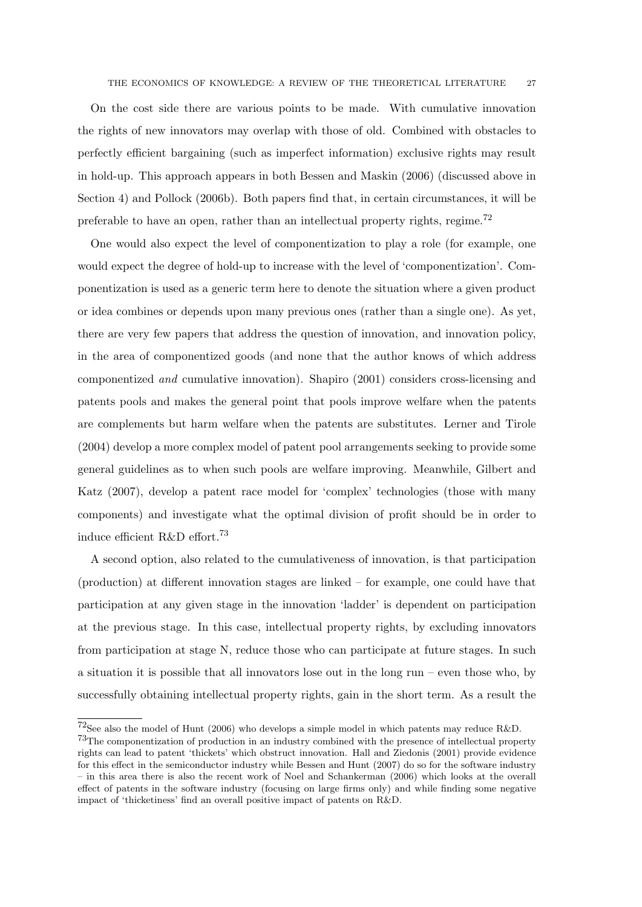On the cost side there are various points to be made. With cumulative innovation the rights of new innovators may overlap with those of old. Combined with obstacles to perfectly efficient bargaining (such as imperfect information) exclusive rights may result in hold-up. This approach appears in both Bessen and Maskin (2006) (discussed above in Section 4) and Pollock (2006b). Both papers find that, in certain circumstances, it will be preferable to have an open, rather than an intellectual property rights, regime.[72]

One would also expect the level of componentization to play a role (for example, one would expect the degree of hold-up to increase with the level of 'componentization'. Componentization is used as a generic term here to denote the situation where a given product or idea combines or depends upon many previous ones (rather than a single one). As yet, there are very few papers that address the question of innovation, and innovation policy, in the area of componentized goods (and none that the author knows of which address componentized *and* cumulative innovation). Shapiro (2001) considers cross-licensing and patents pools and makes the general point that pools improve welfare when the patents are complements but harm welfare when the patents are substitutes. Lerner and Tirole (2004) develop a more complex model of patent pool arrangements seeking to provide some general guidelines as to when such pools are welfare improving. Meanwhile, Gilbert and Katz (2007), develop a patent race model for 'complex' technologies (those with many components) and investigate what the optimal division of profit should be in order to induce efficient R&D effort.[73]

A second option, also related to the cumulativeness of innovation, is that participation (production) at different innovation stages are linked – for example, one could have that participation at any given stage in the innovation 'ladder' is dependent on participation at the previous stage. In this case, intellectual property rights, by excluding innovators from participation at stage N, reduce those who can participate at future stages. In such a situation it is possible that all innovators lose out in the long run – even those who, by successfully obtaining intellectual property rights, gain in the short term. As a result the

---

[72]See also the model of Hunt (2006) who develops a simple model in which patents may reduce R&D.

[73]The componentization of production in an industry combined with the presence of intellectual property rights can lead to patent 'thickets' which obstruct innovation. Hall and Ziedonis (2001) provide evidence for this effect in the semiconductor industry while Bessen and Hunt (2007) do so for the software industry – in this area there is also the recent work of Noel and Schankerman (2006) which looks at the overall effect of patents in the software industry (focusing on large firms only) and while finding some negative impact of 'thicketiness' find an overall positive impact of patents on R&D.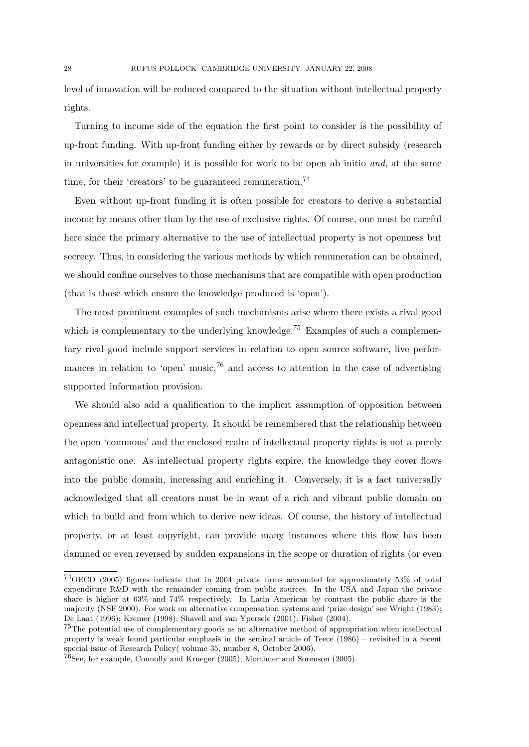level of innovation will be reduced compared to the situation without intellectual property rights.

Turning to income side of the equation the first point to consider is the possibility of up-front funding. With up-front funding either by rewards or by direct subsidy (research in universities for example) it is possible for work to be open ab initio *and*, at the same time, for their 'creators' to be guaranteed remuneration.[74]

Even without up-front funding it is often possible for creators to derive a substantial income by means other than by the use of exclusive rights. Of course, one must be careful here since the primary alternative to the use of intellectual property is not openness but secrecy. Thus, in considering the various methods by which remuneration can be obtained, we should confine ourselves to those mechanisms that are compatible with open production (that is those which ensure the knowledge produced is 'open').

The most prominent examples of such mechanisms arise where there exists a rival good which is complementary to the underlying knowledge.[75] Examples of such a complementary rival good include support services in relation to open source software, live performances in relation to 'open' music,[76] and access to attention in the case of advertising supported information provision.

We should also add a qualification to the implicit assumption of opposition between openness and intellectual property. It should be remembered that the relationship between the open 'commons' and the enclosed realm of intellectual property rights is not a purely antagonistic one. As intellectual property rights expire, the knowledge they cover flows into the public domain, increasing and enriching it. Conversely, it is a fact universally acknowledged that all creators must be in want of a rich and vibrant public domain on which to build and from which to derive new ideas. Of course, the history of intellectual property, or at least copyright, can provide many instances where this flow has been dammed or even reversed by sudden expansions in the scope or duration of rights (or even

[74] OECD (2005) figures indicate that in 2004 private firms accounted for approximately 53% of total expenditure R&D with the remainder coming from public sources. In the USA and Japan the private share is higher at 63% and 74% respectively. In Latin American by contrast the public share is the majority (NSF 2000). For work on alternative compensation systems and 'prize design' see Wright (1983); De Laat (1996); Kremer (1998); Shavell and van Ypersele (2001); Fisher (2004).

[75] The potential use of complementary goods as an alternative method of appropriation when intellectual property is weak found particular emphasis in the seminal article of Teece (1986) – revisited in a recent special issue of Research Policy( volume 35, number 8, October 2006).

[76] See, for example, Connolly and Krueger (2005); Mortimer and Sorenson (2005).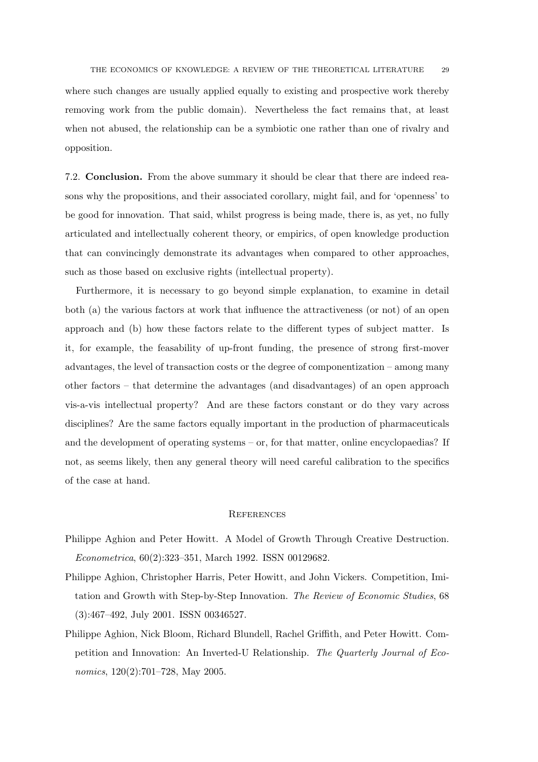where such changes are usually applied equally to existing and prospective work thereby removing work from the public domain). Nevertheless the fact remains that, at least when not abused, the relationship can be a symbiotic one rather than one of rivalry and opposition.

7.2. **Conclusion.** From the above summary it should be clear that there are indeed reasons why the propositions, and their associated corollary, might fail, and for 'openness' to be good for innovation. That said, whilst progress is being made, there is, as yet, no fully articulated and intellectually coherent theory, or empirics, of open knowledge production that can convincingly demonstrate its advantages when compared to other approaches, such as those based on exclusive rights (intellectual property).

Furthermore, it is necessary to go beyond simple explanation, to examine in detail both (a) the various factors at work that influence the attractiveness (or not) of an open approach and (b) how these factors relate to the different types of subject matter. Is it, for example, the feasability of up-front funding, the presence of strong first-mover advantages, the level of transaction costs or the degree of componentization – among many other factors – that determine the advantages (and disadvantages) of an open approach vis-a-vis intellectual property? And are these factors constant or do they vary across disciplines? Are the same factors equally important in the production of pharmaceuticals and the development of operating systems – or, for that matter, online encyclopaedias? If not, as seems likely, then any general theory will need careful calibration to the specifics of the case at hand.

## References

Philippe Aghion and Peter Howitt. A Model of Growth Through Creative Destruction. *Econometrica*, 60(2):323–351, March 1992. ISSN 00129682.

Philippe Aghion, Christopher Harris, Peter Howitt, and John Vickers. Competition, Imitation and Growth with Step-by-Step Innovation. *The Review of Economic Studies*, 68 (3):467–492, July 2001. ISSN 00346527.

Philippe Aghion, Nick Bloom, Richard Blundell, Rachel Griffith, and Peter Howitt. Competition and Innovation: An Inverted-U Relationship. *The Quarterly Journal of Economics*, 120(2):701–728, May 2005.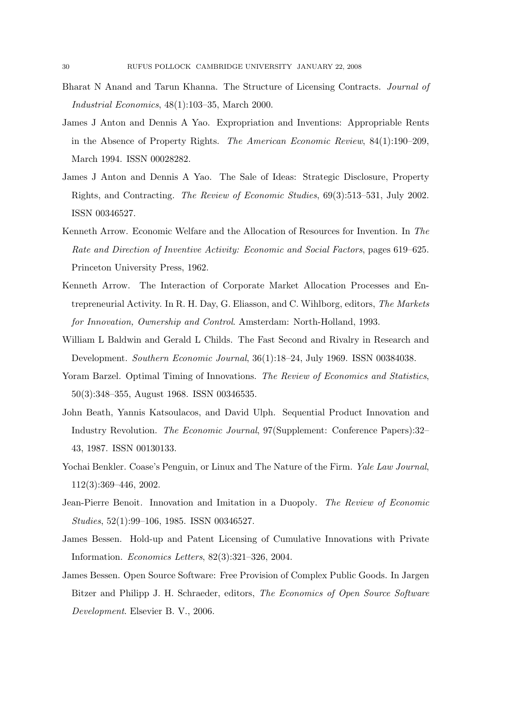Bharat N Anand and Tarun Khanna. The Structure of Licensing Contracts. *Journal of Industrial Economics*, 48(1):103–35, March 2000.

James J Anton and Dennis A Yao. Expropriation and Inventions: Appropriable Rents in the Absence of Property Rights. *The American Economic Review*, 84(1):190–209, March 1994. ISSN 00028282.

James J Anton and Dennis A Yao. The Sale of Ideas: Strategic Disclosure, Property Rights, and Contracting. *The Review of Economic Studies*, 69(3):513–531, July 2002. ISSN 00346527.

Kenneth Arrow. Economic Welfare and the Allocation of Resources for Invention. In *The Rate and Direction of Inventive Activity: Economic and Social Factors*, pages 619–625. Princeton University Press, 1962.

Kenneth Arrow. The Interaction of Corporate Market Allocation Processes and Entrepreneurial Activity. In R. H. Day, G. Eliasson, and C. Wihlborg, editors, *The Markets for Innovation, Ownership and Control*. Amsterdam: North-Holland, 1993.

William L Baldwin and Gerald L Childs. The Fast Second and Rivalry in Research and Development. *Southern Economic Journal*, 36(1):18–24, July 1969. ISSN 00384038.

Yoram Barzel. Optimal Timing of Innovations. *The Review of Economics and Statistics*, 50(3):348–355, August 1968. ISSN 00346535.

John Beath, Yannis Katsoulacos, and David Ulph. Sequential Product Innovation and Industry Revolution. *The Economic Journal*, 97(Supplement: Conference Papers):32–43, 1987. ISSN 00130133.

Yochai Benkler. Coase's Penguin, or Linux and The Nature of the Firm. *Yale Law Journal*, 112(3):369–446, 2002.

Jean-Pierre Benoit. Innovation and Imitation in a Duopoly. *The Review of Economic Studies*, 52(1):99–106, 1985. ISSN 00346527.

James Bessen. Hold-up and Patent Licensing of Cumulative Innovations with Private Information. *Economics Letters*, 82(3):321–326, 2004.

James Bessen. Open Source Software: Free Provision of Complex Public Goods. In Jargen Bitzer and Philipp J. H. Schraeder, editors, *The Economics of Open Source Software Development*. Elsevier B. V., 2006.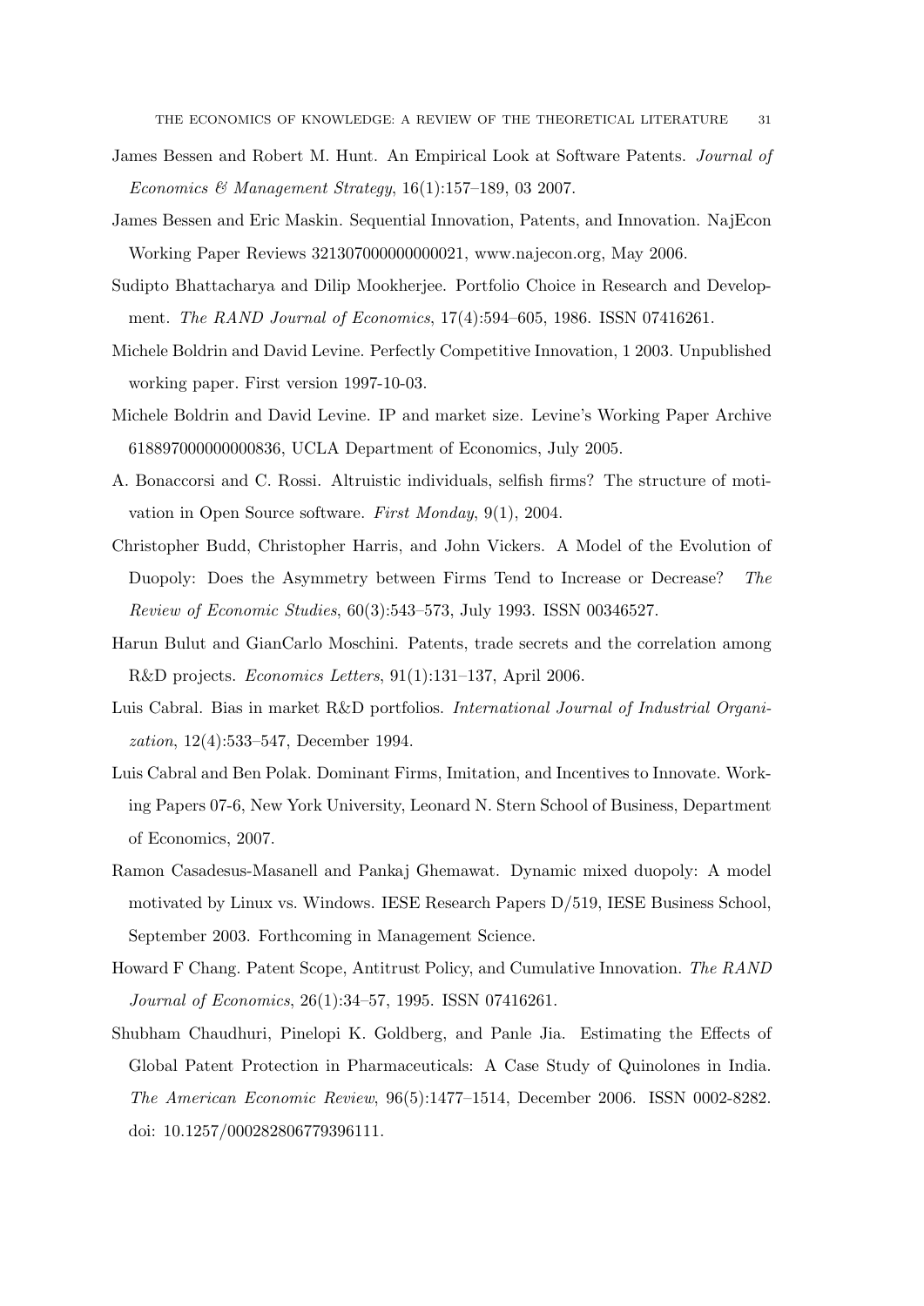James Bessen and Robert M. Hunt. An Empirical Look at Software Patents. *Journal of Economics & Management Strategy*, 16(1):157–189, 03 2007.

James Bessen and Eric Maskin. Sequential Innovation, Patents, and Innovation. NajEcon Working Paper Reviews 321307000000000021, www.najecon.org, May 2006.

Sudipto Bhattacharya and Dilip Mookherjee. Portfolio Choice in Research and Development. *The RAND Journal of Economics*, 17(4):594–605, 1986. ISSN 07416261.

Michele Boldrin and David Levine. Perfectly Competitive Innovation, 1 2003. Unpublished working paper. First version 1997-10-03.

Michele Boldrin and David Levine. IP and market size. Levine's Working Paper Archive 618897000000000836, UCLA Department of Economics, July 2005.

A. Bonaccorsi and C. Rossi. Altruistic individuals, selfish firms? The structure of motivation in Open Source software. *First Monday*, 9(1), 2004.

Christopher Budd, Christopher Harris, and John Vickers. A Model of the Evolution of Duopoly: Does the Asymmetry between Firms Tend to Increase or Decrease? *The Review of Economic Studies*, 60(3):543–573, July 1993. ISSN 00346527.

Harun Bulut and GianCarlo Moschini. Patents, trade secrets and the correlation among R&D projects. *Economics Letters*, 91(1):131–137, April 2006.

Luis Cabral. Bias in market R&D portfolios. *International Journal of Industrial Organization*, 12(4):533–547, December 1994.

Luis Cabral and Ben Polak. Dominant Firms, Imitation, and Incentives to Innovate. Working Papers 07-6, New York University, Leonard N. Stern School of Business, Department of Economics, 2007.

Ramon Casadesus-Masanell and Pankaj Ghemawat. Dynamic mixed duopoly: A model motivated by Linux vs. Windows. IESE Research Papers D/519, IESE Business School, September 2003. Forthcoming in Management Science.

Howard F Chang. Patent Scope, Antitrust Policy, and Cumulative Innovation. *The RAND Journal of Economics*, 26(1):34–57, 1995. ISSN 07416261.

Shubham Chaudhuri, Pinelopi K. Goldberg, and Panle Jia. Estimating the Effects of Global Patent Protection in Pharmaceuticals: A Case Study of Quinolones in India. *The American Economic Review*, 96(5):1477–1514, December 2006. ISSN 0002-8282. doi: 10.1257/000282806779396111.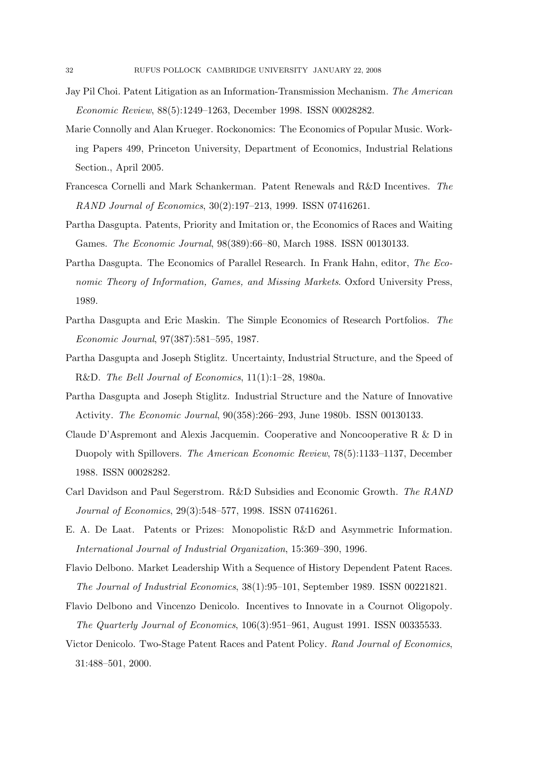Jay Pil Choi. Patent Litigation as an Information-Transmission Mechanism. *The American Economic Review*, 88(5):1249–1263, December 1998. ISSN 00028282.

Marie Connolly and Alan Krueger. Rockonomics: The Economics of Popular Music. Working Papers 499, Princeton University, Department of Economics, Industrial Relations Section., April 2005.

Francesca Cornelli and Mark Schankerman. Patent Renewals and R&D Incentives. *The RAND Journal of Economics*, 30(2):197–213, 1999. ISSN 07416261.

Partha Dasgupta. Patents, Priority and Imitation or, the Economics of Races and Waiting Games. *The Economic Journal*, 98(389):66–80, March 1988. ISSN 00130133.

Partha Dasgupta. The Economics of Parallel Research. In Frank Hahn, editor, *The Economic Theory of Information, Games, and Missing Markets*. Oxford University Press, 1989.

Partha Dasgupta and Eric Maskin. The Simple Economics of Research Portfolios. *The Economic Journal*, 97(387):581–595, 1987.

Partha Dasgupta and Joseph Stiglitz. Uncertainty, Industrial Structure, and the Speed of R&D. *The Bell Journal of Economics*, 11(1):1–28, 1980a.

Partha Dasgupta and Joseph Stiglitz. Industrial Structure and the Nature of Innovative Activity. *The Economic Journal*, 90(358):266–293, June 1980b. ISSN 00130133.

Claude D'Aspremont and Alexis Jacquemin. Cooperative and Noncooperative R & D in Duopoly with Spillovers. *The American Economic Review*, 78(5):1133–1137, December 1988. ISSN 00028282.

Carl Davidson and Paul Segerstrom. R&D Subsidies and Economic Growth. *The RAND Journal of Economics*, 29(3):548–577, 1998. ISSN 07416261.

E. A. De Laat. Patents or Prizes: Monopolistic R&D and Asymmetric Information. *International Journal of Industrial Organization*, 15:369–390, 1996.

Flavio Delbono. Market Leadership With a Sequence of History Dependent Patent Races. *The Journal of Industrial Economics*, 38(1):95–101, September 1989. ISSN 00221821.

Flavio Delbono and Vincenzo Denicolo. Incentives to Innovate in a Cournot Oligopoly. *The Quarterly Journal of Economics*, 106(3):951–961, August 1991. ISSN 00335533.

Victor Denicolo. Two-Stage Patent Races and Patent Policy. *Rand Journal of Economics*, 31:488–501, 2000.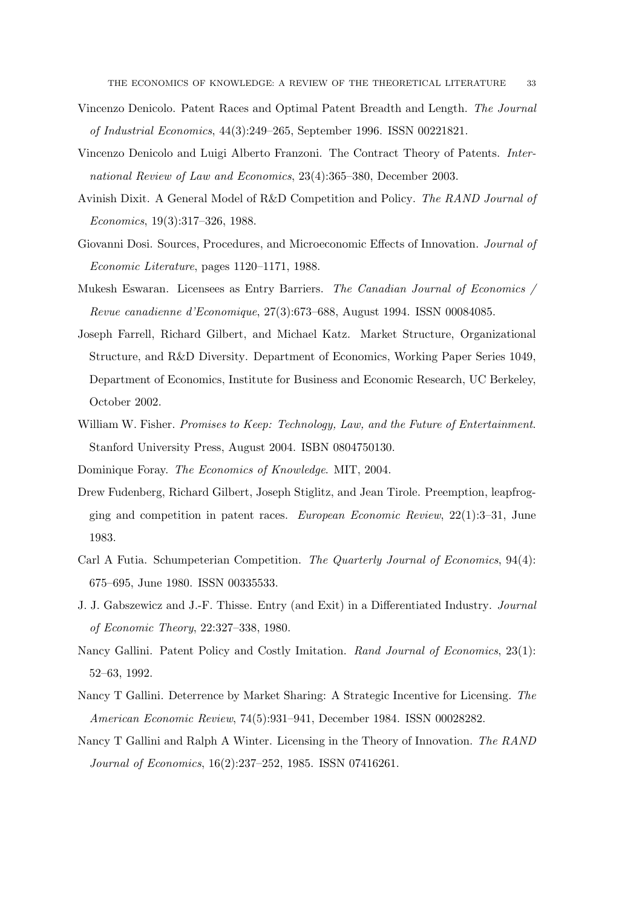Vincenzo Denicolo. Patent Races and Optimal Patent Breadth and Length. *The Journal of Industrial Economics*, 44(3):249–265, September 1996. ISSN 00221821.

Vincenzo Denicolo and Luigi Alberto Franzoni. The Contract Theory of Patents. *International Review of Law and Economics*, 23(4):365–380, December 2003.

Avinish Dixit. A General Model of R&D Competition and Policy. *The RAND Journal of Economics*, 19(3):317–326, 1988.

Giovanni Dosi. Sources, Procedures, and Microeconomic Effects of Innovation. *Journal of Economic Literature*, pages 1120–1171, 1988.

Mukesh Eswaran. Licensees as Entry Barriers. *The Canadian Journal of Economics / Revue canadienne d'Economique*, 27(3):673–688, August 1994. ISSN 00084085.

Joseph Farrell, Richard Gilbert, and Michael Katz. Market Structure, Organizational Structure, and R&D Diversity. Department of Economics, Working Paper Series 1049, Department of Economics, Institute for Business and Economic Research, UC Berkeley, October 2002.

William W. Fisher. *Promises to Keep: Technology, Law, and the Future of Entertainment*. Stanford University Press, August 2004. ISBN 0804750130.

Dominique Foray. *The Economics of Knowledge*. MIT, 2004.

Drew Fudenberg, Richard Gilbert, Joseph Stiglitz, and Jean Tirole. Preemption, leapfrogging and competition in patent races. *European Economic Review*, 22(1):3–31, June 1983.

Carl A Futia. Schumpeterian Competition. *The Quarterly Journal of Economics*, 94(4): 675–695, June 1980. ISSN 00335533.

J. J. Gabszewicz and J.-F. Thisse. Entry (and Exit) in a Differentiated Industry. *Journal of Economic Theory*, 22:327–338, 1980.

Nancy Gallini. Patent Policy and Costly Imitation. *Rand Journal of Economics*, 23(1): 52–63, 1992.

Nancy T Gallini. Deterrence by Market Sharing: A Strategic Incentive for Licensing. *The American Economic Review*, 74(5):931–941, December 1984. ISSN 00028282.

Nancy T Gallini and Ralph A Winter. Licensing in the Theory of Innovation. *The RAND Journal of Economics*, 16(2):237–252, 1985. ISSN 07416261.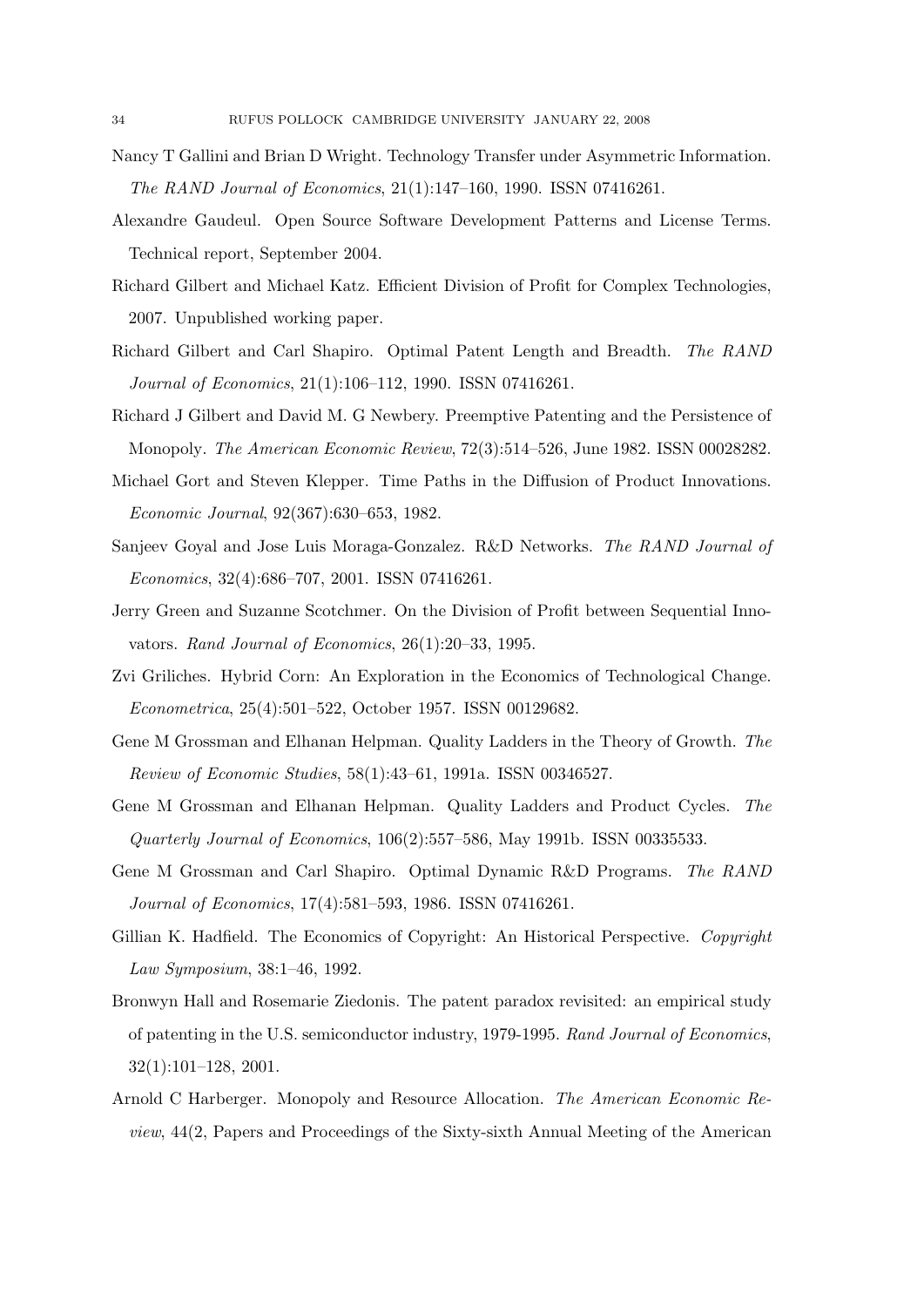Nancy T Gallini and Brian D Wright. Technology Transfer under Asymmetric Information. *The RAND Journal of Economics*, 21(1):147–160, 1990. ISSN 07416261.

Alexandre Gaudeul. Open Source Software Development Patterns and License Terms. Technical report, September 2004.

Richard Gilbert and Michael Katz. Efficient Division of Profit for Complex Technologies, 2007. Unpublished working paper.

Richard Gilbert and Carl Shapiro. Optimal Patent Length and Breadth. *The RAND Journal of Economics*, 21(1):106–112, 1990. ISSN 07416261.

Richard J Gilbert and David M. G Newbery. Preemptive Patenting and the Persistence of Monopoly. *The American Economic Review*, 72(3):514–526, June 1982. ISSN 00028282.

Michael Gort and Steven Klepper. Time Paths in the Diffusion of Product Innovations. *Economic Journal*, 92(367):630–653, 1982.

Sanjeev Goyal and Jose Luis Moraga-Gonzalez. R&D Networks. *The RAND Journal of Economics*, 32(4):686–707, 2001. ISSN 07416261.

Jerry Green and Suzanne Scotchmer. On the Division of Profit between Sequential Innovators. *Rand Journal of Economics*, 26(1):20–33, 1995.

Zvi Griliches. Hybrid Corn: An Exploration in the Economics of Technological Change. *Econometrica*, 25(4):501–522, October 1957. ISSN 00129682.

Gene M Grossman and Elhanan Helpman. Quality Ladders in the Theory of Growth. *The Review of Economic Studies*, 58(1):43–61, 1991a. ISSN 00346527.

Gene M Grossman and Elhanan Helpman. Quality Ladders and Product Cycles. *The Quarterly Journal of Economics*, 106(2):557–586, May 1991b. ISSN 00335533.

Gene M Grossman and Carl Shapiro. Optimal Dynamic R&D Programs. *The RAND Journal of Economics*, 17(4):581–593, 1986. ISSN 07416261.

Gillian K. Hadfield. The Economics of Copyright: An Historical Perspective. *Copyright Law Symposium*, 38:1–46, 1992.

Bronwyn Hall and Rosemarie Ziedonis. The patent paradox revisited: an empirical study of patenting in the U.S. semiconductor industry, 1979-1995. *Rand Journal of Economics*, 32(1):101–128, 2001.

Arnold C Harberger. Monopoly and Resource Allocation. *The American Economic Review*, 44(2, Papers and Proceedings of the Sixty-sixth Annual Meeting of the American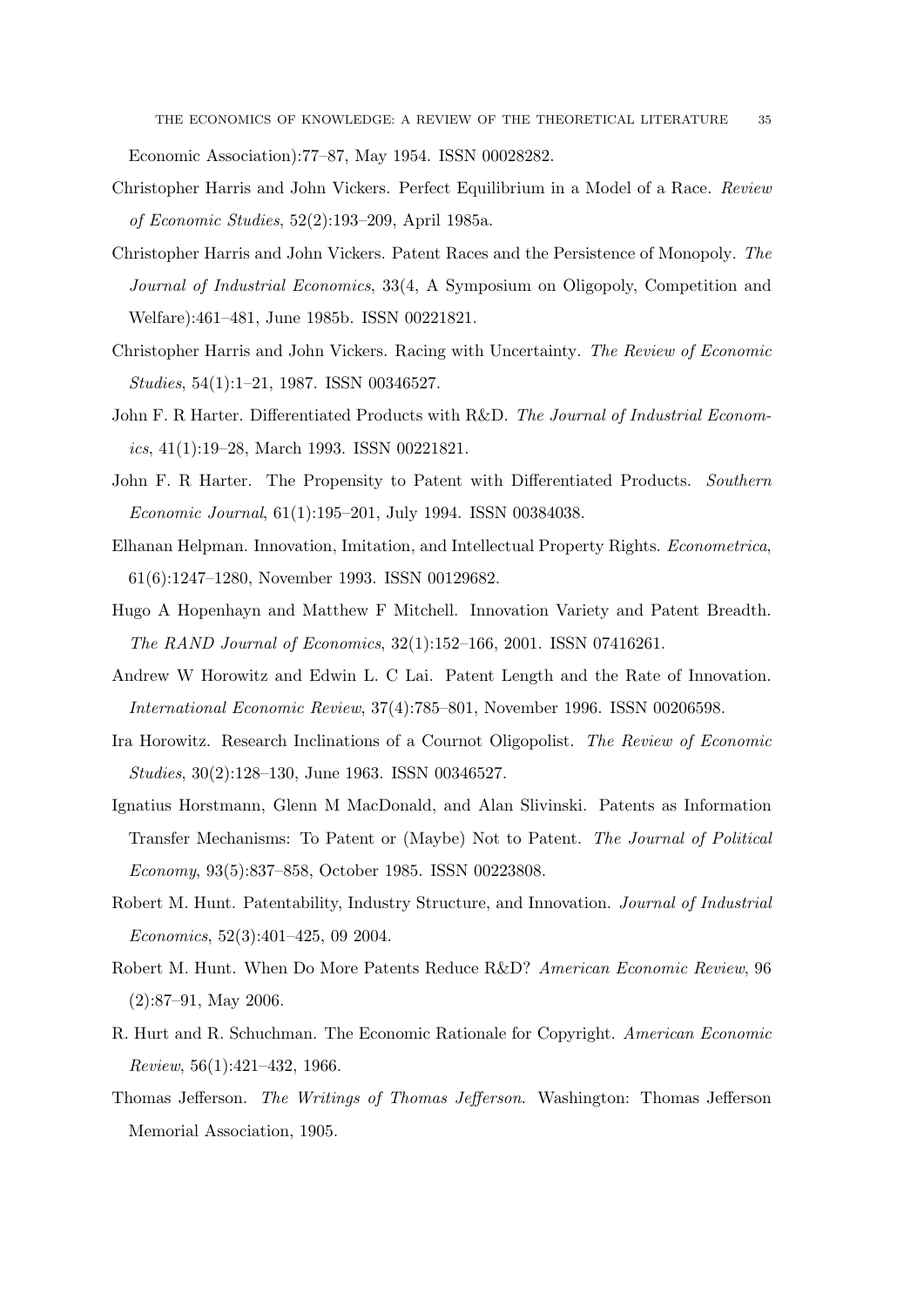Economic Association):77–87, May 1954. ISSN 00028282.

Christopher Harris and John Vickers. Perfect Equilibrium in a Model of a Race. *Review of Economic Studies*, 52(2):193–209, April 1985a.

Christopher Harris and John Vickers. Patent Races and the Persistence of Monopoly. *The Journal of Industrial Economics*, 33(4, A Symposium on Oligopoly, Competition and Welfare):461–481, June 1985b. ISSN 00221821.

Christopher Harris and John Vickers. Racing with Uncertainty. *The Review of Economic Studies*, 54(1):1–21, 1987. ISSN 00346527.

John F. R Harter. Differentiated Products with R&D. *The Journal of Industrial Economics*, 41(1):19–28, March 1993. ISSN 00221821.

John F. R Harter. The Propensity to Patent with Differentiated Products. *Southern Economic Journal*, 61(1):195–201, July 1994. ISSN 00384038.

Elhanan Helpman. Innovation, Imitation, and Intellectual Property Rights. *Econometrica*, 61(6):1247–1280, November 1993. ISSN 00129682.

Hugo A Hopenhayn and Matthew F Mitchell. Innovation Variety and Patent Breadth. *The RAND Journal of Economics*, 32(1):152–166, 2001. ISSN 07416261.

Andrew W Horowitz and Edwin L. C Lai. Patent Length and the Rate of Innovation. *International Economic Review*, 37(4):785–801, November 1996. ISSN 00206598.

Ira Horowitz. Research Inclinations of a Cournot Oligopolist. *The Review of Economic Studies*, 30(2):128–130, June 1963. ISSN 00346527.

Ignatius Horstmann, Glenn M MacDonald, and Alan Slivinski. Patents as Information Transfer Mechanisms: To Patent or (Maybe) Not to Patent. *The Journal of Political Economy*, 93(5):837–858, October 1985. ISSN 00223808.

Robert M. Hunt. Patentability, Industry Structure, and Innovation. *Journal of Industrial Economics*, 52(3):401–425, 09 2004.

Robert M. Hunt. When Do More Patents Reduce R&D? *American Economic Review*, 96 (2):87–91, May 2006.

R. Hurt and R. Schuchman. The Economic Rationale for Copyright. *American Economic Review*, 56(1):421–432, 1966.

Thomas Jefferson. *The Writings of Thomas Jefferson*. Washington: Thomas Jefferson Memorial Association, 1905.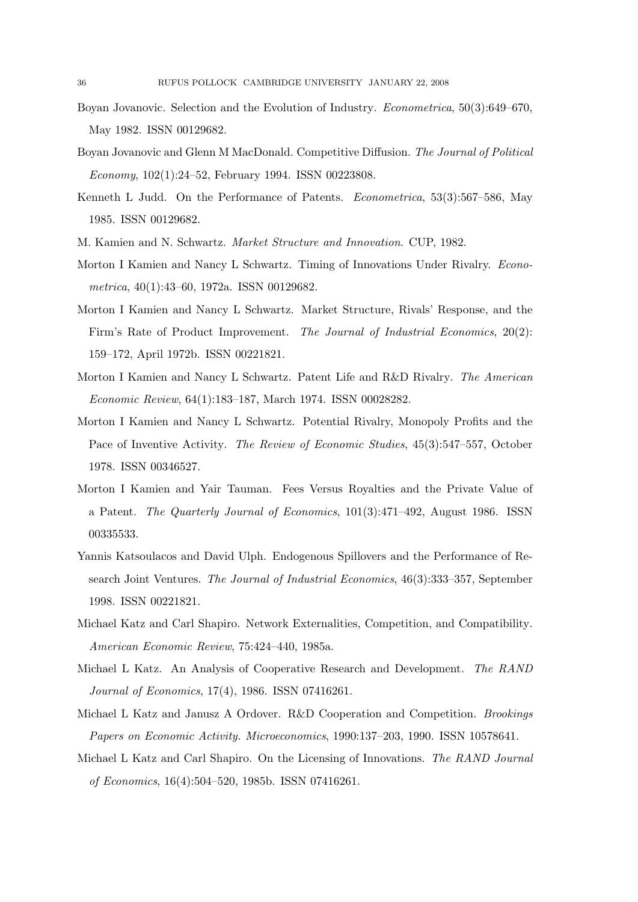Boyan Jovanovic. Selection and the Evolution of Industry. *Econometrica*, 50(3):649–670, May 1982. ISSN 00129682.

Boyan Jovanovic and Glenn M MacDonald. Competitive Diffusion. *The Journal of Political Economy*, 102(1):24–52, February 1994. ISSN 00223808.

Kenneth L Judd. On the Performance of Patents. *Econometrica*, 53(3):567–586, May 1985. ISSN 00129682.

M. Kamien and N. Schwartz. *Market Structure and Innovation*. CUP, 1982.

Morton I Kamien and Nancy L Schwartz. Timing of Innovations Under Rivalry. *Econometrica*, 40(1):43–60, 1972a. ISSN 00129682.

Morton I Kamien and Nancy L Schwartz. Market Structure, Rivals' Response, and the Firm's Rate of Product Improvement. *The Journal of Industrial Economics*, 20(2): 159–172, April 1972b. ISSN 00221821.

Morton I Kamien and Nancy L Schwartz. Patent Life and R&D Rivalry. *The American Economic Review*, 64(1):183–187, March 1974. ISSN 00028282.

Morton I Kamien and Nancy L Schwartz. Potential Rivalry, Monopoly Profits and the Pace of Inventive Activity. *The Review of Economic Studies*, 45(3):547–557, October 1978. ISSN 00346527.

Morton I Kamien and Yair Tauman. Fees Versus Royalties and the Private Value of a Patent. *The Quarterly Journal of Economics*, 101(3):471–492, August 1986. ISSN 00335533.

Yannis Katsoulacos and David Ulph. Endogenous Spillovers and the Performance of Research Joint Ventures. *The Journal of Industrial Economics*, 46(3):333–357, September 1998. ISSN 00221821.

Michael Katz and Carl Shapiro. Network Externalities, Competition, and Compatibility. *American Economic Review*, 75:424–440, 1985a.

Michael L Katz. An Analysis of Cooperative Research and Development. *The RAND Journal of Economics*, 17(4), 1986. ISSN 07416261.

Michael L Katz and Janusz A Ordover. R&D Cooperation and Competition. *Brookings Papers on Economic Activity. Microeconomics*, 1990:137–203, 1990. ISSN 10578641.

Michael L Katz and Carl Shapiro. On the Licensing of Innovations. *The RAND Journal of Economics*, 16(4):504–520, 1985b. ISSN 07416261.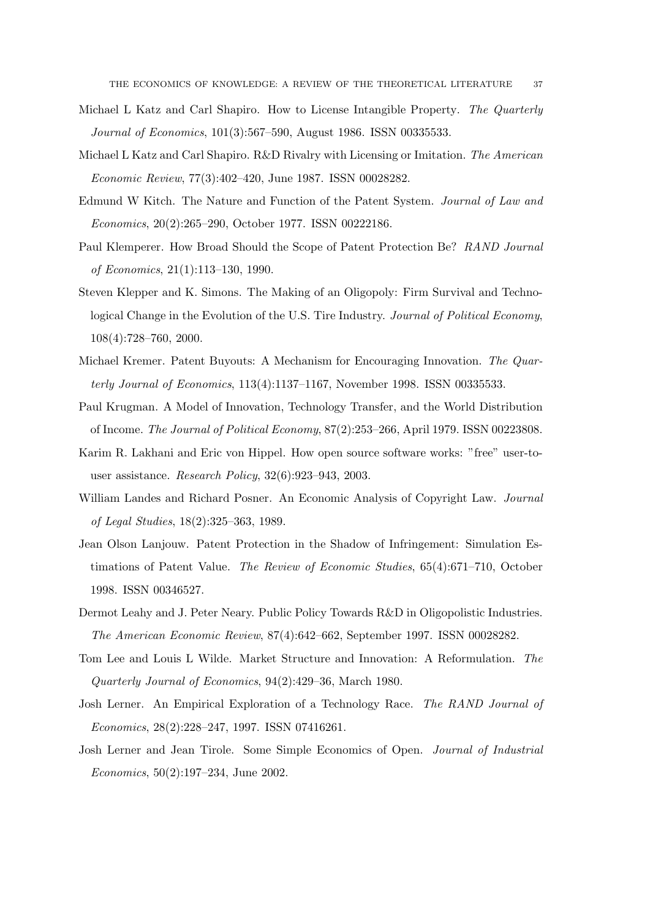Michael L Katz and Carl Shapiro. How to License Intangible Property. *The Quarterly Journal of Economics*, 101(3):567–590, August 1986. ISSN 00335533.

Michael L Katz and Carl Shapiro. R&D Rivalry with Licensing or Imitation. *The American Economic Review*, 77(3):402–420, June 1987. ISSN 00028282.

Edmund W Kitch. The Nature and Function of the Patent System. *Journal of Law and Economics*, 20(2):265–290, October 1977. ISSN 00222186.

Paul Klemperer. How Broad Should the Scope of Patent Protection Be? *RAND Journal of Economics*, 21(1):113–130, 1990.

Steven Klepper and K. Simons. The Making of an Oligopoly: Firm Survival and Technological Change in the Evolution of the U.S. Tire Industry. *Journal of Political Economy*, 108(4):728–760, 2000.

Michael Kremer. Patent Buyouts: A Mechanism for Encouraging Innovation. *The Quarterly Journal of Economics*, 113(4):1137–1167, November 1998. ISSN 00335533.

Paul Krugman. A Model of Innovation, Technology Transfer, and the World Distribution of Income. *The Journal of Political Economy*, 87(2):253–266, April 1979. ISSN 00223808.

Karim R. Lakhani and Eric von Hippel. How open source software works: "free" user-to-user assistance. *Research Policy*, 32(6):923–943, 2003.

William Landes and Richard Posner. An Economic Analysis of Copyright Law. *Journal of Legal Studies*, 18(2):325–363, 1989.

Jean Olson Lanjouw. Patent Protection in the Shadow of Infringement: Simulation Estimations of Patent Value. *The Review of Economic Studies*, 65(4):671–710, October 1998. ISSN 00346527.

Dermot Leahy and J. Peter Neary. Public Policy Towards R&D in Oligopolistic Industries. *The American Economic Review*, 87(4):642–662, September 1997. ISSN 00028282.

Tom Lee and Louis L Wilde. Market Structure and Innovation: A Reformulation. *The Quarterly Journal of Economics*, 94(2):429–36, March 1980.

Josh Lerner. An Empirical Exploration of a Technology Race. *The RAND Journal of Economics*, 28(2):228–247, 1997. ISSN 07416261.

Josh Lerner and Jean Tirole. Some Simple Economics of Open. *Journal of Industrial Economics*, 50(2):197–234, June 2002.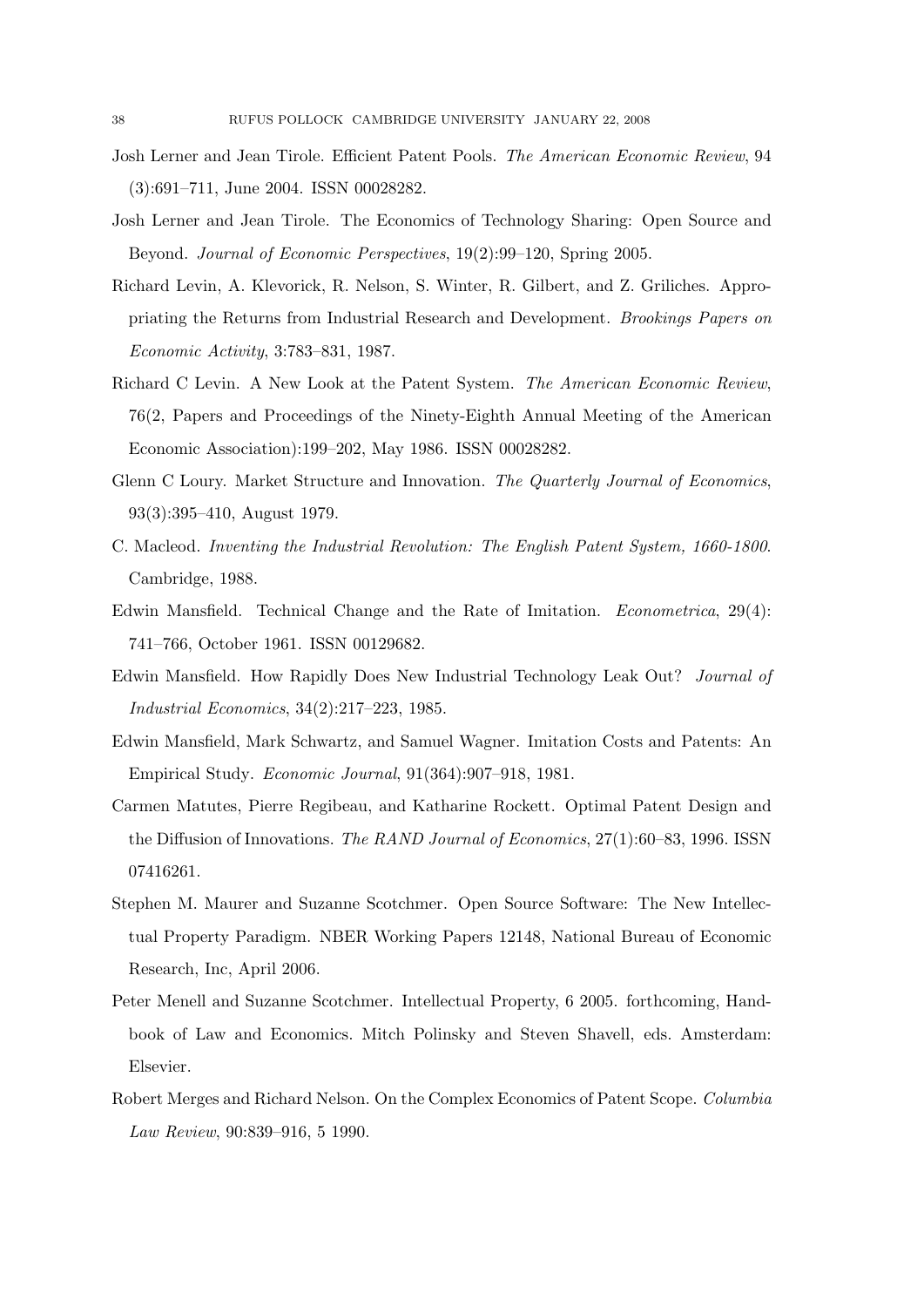Josh Lerner and Jean Tirole. Efficient Patent Pools. *The American Economic Review*, 94 (3):691–711, June 2004. ISSN 00028282.

Josh Lerner and Jean Tirole. The Economics of Technology Sharing: Open Source and Beyond. *Journal of Economic Perspectives*, 19(2):99–120, Spring 2005.

Richard Levin, A. Klevorick, R. Nelson, S. Winter, R. Gilbert, and Z. Griliches. Appropriating the Returns from Industrial Research and Development. *Brookings Papers on Economic Activity*, 3:783–831, 1987.

Richard C Levin. A New Look at the Patent System. *The American Economic Review*, 76(2, Papers and Proceedings of the Ninety-Eighth Annual Meeting of the American Economic Association):199–202, May 1986. ISSN 00028282.

Glenn C Loury. Market Structure and Innovation. *The Quarterly Journal of Economics*, 93(3):395–410, August 1979.

C. Macleod. *Inventing the Industrial Revolution: The English Patent System, 1660-1800*. Cambridge, 1988.

Edwin Mansfield. Technical Change and the Rate of Imitation. *Econometrica*, 29(4): 741–766, October 1961. ISSN 00129682.

Edwin Mansfield. How Rapidly Does New Industrial Technology Leak Out? *Journal of Industrial Economics*, 34(2):217–223, 1985.

Edwin Mansfield, Mark Schwartz, and Samuel Wagner. Imitation Costs and Patents: An Empirical Study. *Economic Journal*, 91(364):907–918, 1981.

Carmen Matutes, Pierre Regibeau, and Katharine Rockett. Optimal Patent Design and the Diffusion of Innovations. *The RAND Journal of Economics*, 27(1):60–83, 1996. ISSN 07416261.

Stephen M. Maurer and Suzanne Scotchmer. Open Source Software: The New Intellectual Property Paradigm. NBER Working Papers 12148, National Bureau of Economic Research, Inc, April 2006.

Peter Menell and Suzanne Scotchmer. Intellectual Property, 6 2005. forthcoming, Handbook of Law and Economics. Mitch Polinsky and Steven Shavell, eds. Amsterdam: Elsevier.

Robert Merges and Richard Nelson. On the Complex Economics of Patent Scope. *Columbia Law Review*, 90:839–916, 5 1990.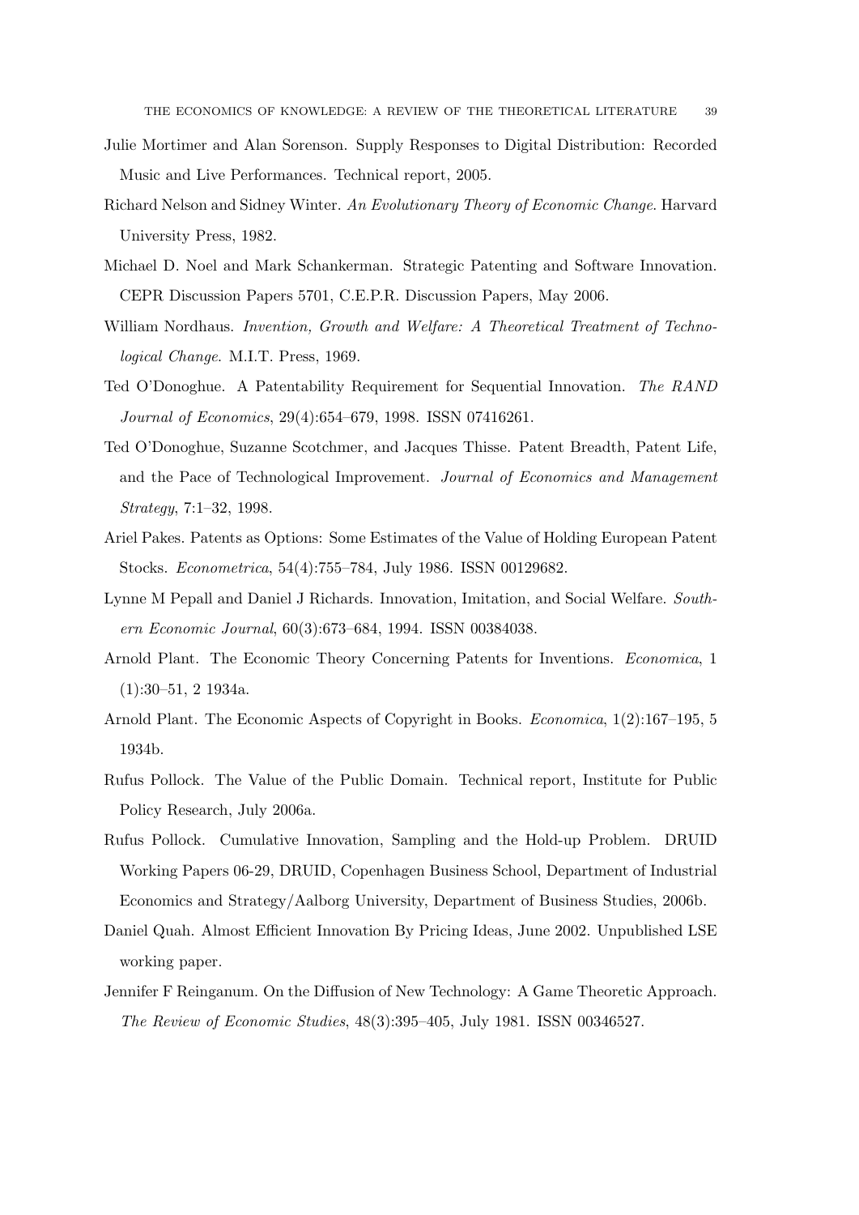Julie Mortimer and Alan Sorenson. Supply Responses to Digital Distribution: Recorded Music and Live Performances. Technical report, 2005.

Richard Nelson and Sidney Winter. *An Evolutionary Theory of Economic Change*. Harvard University Press, 1982.

Michael D. Noel and Mark Schankerman. Strategic Patenting and Software Innovation. CEPR Discussion Papers 5701, C.E.P.R. Discussion Papers, May 2006.

William Nordhaus. *Invention, Growth and Welfare: A Theoretical Treatment of Technological Change*. M.I.T. Press, 1969.

Ted O'Donoghue. A Patentability Requirement for Sequential Innovation. *The RAND Journal of Economics*, 29(4):654–679, 1998. ISSN 07416261.

Ted O'Donoghue, Suzanne Scotchmer, and Jacques Thisse. Patent Breadth, Patent Life, and the Pace of Technological Improvement. *Journal of Economics and Management Strategy*, 7:1–32, 1998.

Ariel Pakes. Patents as Options: Some Estimates of the Value of Holding European Patent Stocks. *Econometrica*, 54(4):755–784, July 1986. ISSN 00129682.

Lynne M Pepall and Daniel J Richards. Innovation, Imitation, and Social Welfare. *Southern Economic Journal*, 60(3):673–684, 1994. ISSN 00384038.

Arnold Plant. The Economic Theory Concerning Patents for Inventions. *Economica*, 1 (1):30–51, 2 1934a.

Arnold Plant. The Economic Aspects of Copyright in Books. *Economica*, 1(2):167–195, 5 1934b.

Rufus Pollock. The Value of the Public Domain. Technical report, Institute for Public Policy Research, July 2006a.

Rufus Pollock. Cumulative Innovation, Sampling and the Hold-up Problem. DRUID Working Papers 06-29, DRUID, Copenhagen Business School, Department of Industrial Economics and Strategy/Aalborg University, Department of Business Studies, 2006b.

Daniel Quah. Almost Efficient Innovation By Pricing Ideas, June 2002. Unpublished LSE working paper.

Jennifer F Reinganum. On the Diffusion of New Technology: A Game Theoretic Approach. *The Review of Economic Studies*, 48(3):395–405, July 1981. ISSN 00346527.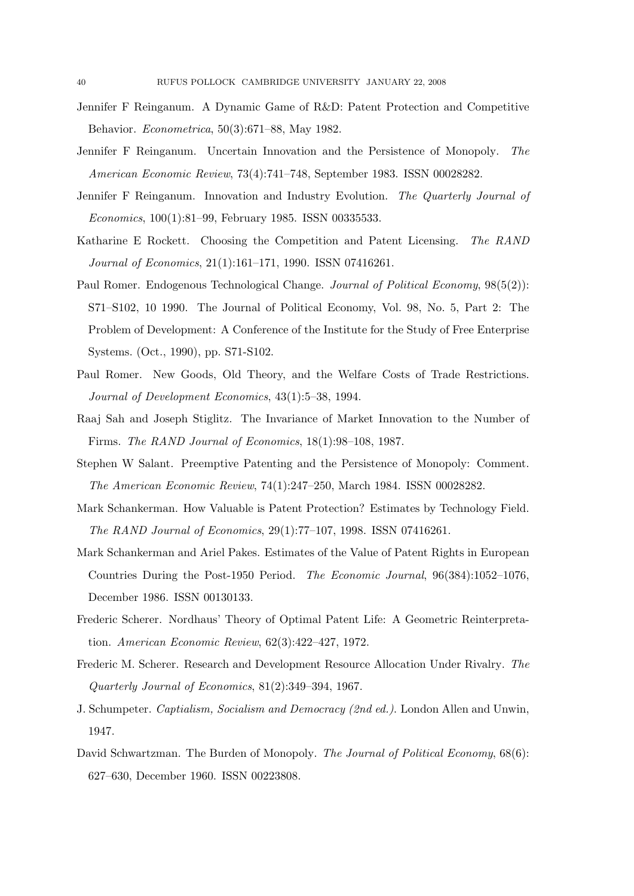Jennifer F Reinganum. A Dynamic Game of R&D: Patent Protection and Competitive Behavior. *Econometrica*, 50(3):671–88, May 1982.

Jennifer F Reinganum. Uncertain Innovation and the Persistence of Monopoly. *The American Economic Review*, 73(4):741–748, September 1983. ISSN 00028282.

Jennifer F Reinganum. Innovation and Industry Evolution. *The Quarterly Journal of Economics*, 100(1):81–99, February 1985. ISSN 00335533.

Katharine E Rockett. Choosing the Competition and Patent Licensing. *The RAND Journal of Economics*, 21(1):161–171, 1990. ISSN 07416261.

Paul Romer. Endogenous Technological Change. *Journal of Political Economy*, 98(5(2)): S71–S102, 10 1990. The Journal of Political Economy, Vol. 98, No. 5, Part 2: The Problem of Development: A Conference of the Institute for the Study of Free Enterprise Systems. (Oct., 1990), pp. S71-S102.

Paul Romer. New Goods, Old Theory, and the Welfare Costs of Trade Restrictions. *Journal of Development Economics*, 43(1):5–38, 1994.

Raaj Sah and Joseph Stiglitz. The Invariance of Market Innovation to the Number of Firms. *The RAND Journal of Economics*, 18(1):98–108, 1987.

Stephen W Salant. Preemptive Patenting and the Persistence of Monopoly: Comment. *The American Economic Review*, 74(1):247–250, March 1984. ISSN 00028282.

Mark Schankerman. How Valuable is Patent Protection? Estimates by Technology Field. *The RAND Journal of Economics*, 29(1):77–107, 1998. ISSN 07416261.

Mark Schankerman and Ariel Pakes. Estimates of the Value of Patent Rights in European Countries During the Post-1950 Period. *The Economic Journal*, 96(384):1052–1076, December 1986. ISSN 00130133.

Frederic Scherer. Nordhaus' Theory of Optimal Patent Life: A Geometric Reinterpretation. *American Economic Review*, 62(3):422–427, 1972.

Frederic M. Scherer. Research and Development Resource Allocation Under Rivalry. *The Quarterly Journal of Economics*, 81(2):349–394, 1967.

J. Schumpeter. *Captialism, Socialism and Democracy (2nd ed.)*. London Allen and Unwin, 1947.

David Schwartzman. The Burden of Monopoly. *The Journal of Political Economy*, 68(6): 627–630, December 1960. ISSN 00223808.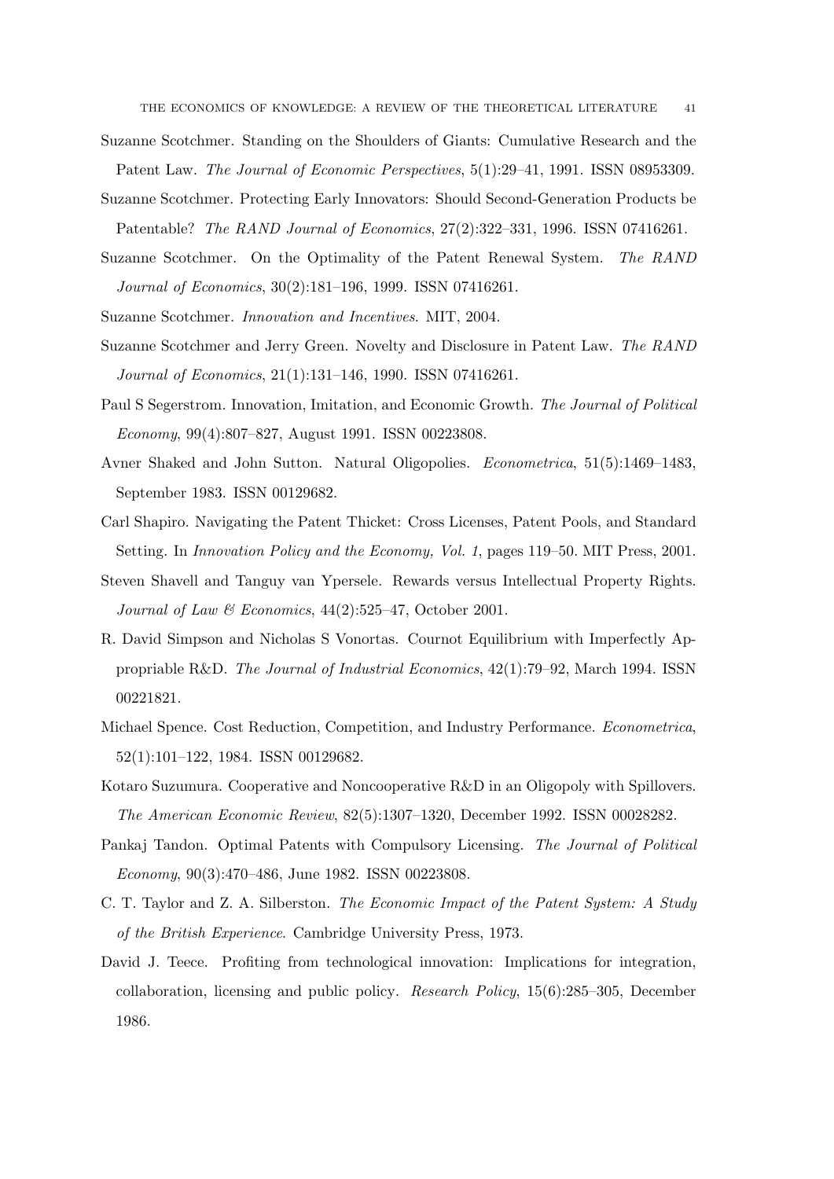Suzanne Scotchmer. Standing on the Shoulders of Giants: Cumulative Research and the Patent Law. *The Journal of Economic Perspectives*, 5(1):29–41, 1991. ISSN 08953309.

Suzanne Scotchmer. Protecting Early Innovators: Should Second-Generation Products be Patentable? *The RAND Journal of Economics*, 27(2):322–331, 1996. ISSN 07416261.

Suzanne Scotchmer. On the Optimality of the Patent Renewal System. *The RAND Journal of Economics*, 30(2):181–196, 1999. ISSN 07416261.

Suzanne Scotchmer. *Innovation and Incentives*. MIT, 2004.

Suzanne Scotchmer and Jerry Green. Novelty and Disclosure in Patent Law. *The RAND Journal of Economics*, 21(1):131–146, 1990. ISSN 07416261.

Paul S Segerstrom. Innovation, Imitation, and Economic Growth. *The Journal of Political Economy*, 99(4):807–827, August 1991. ISSN 00223808.

Avner Shaked and John Sutton. Natural Oligopolies. *Econometrica*, 51(5):1469–1483, September 1983. ISSN 00129682.

Carl Shapiro. Navigating the Patent Thicket: Cross Licenses, Patent Pools, and Standard Setting. In *Innovation Policy and the Economy, Vol. 1*, pages 119–50. MIT Press, 2001.

Steven Shavell and Tanguy van Ypersele. Rewards versus Intellectual Property Rights. *Journal of Law & Economics*, 44(2):525–47, October 2001.

R. David Simpson and Nicholas S Vonortas. Cournot Equilibrium with Imperfectly Appropriable R&D. *The Journal of Industrial Economics*, 42(1):79–92, March 1994. ISSN 00221821.

Michael Spence. Cost Reduction, Competition, and Industry Performance. *Econometrica*, 52(1):101–122, 1984. ISSN 00129682.

Kotaro Suzumura. Cooperative and Noncooperative R&D in an Oligopoly with Spillovers. *The American Economic Review*, 82(5):1307–1320, December 1992. ISSN 00028282.

Pankaj Tandon. Optimal Patents with Compulsory Licensing. *The Journal of Political Economy*, 90(3):470–486, June 1982. ISSN 00223808.

C. T. Taylor and Z. A. Silberston. *The Economic Impact of the Patent System: A Study of the British Experience*. Cambridge University Press, 1973.

David J. Teece. Profiting from technological innovation: Implications for integration, collaboration, licensing and public policy. *Research Policy*, 15(6):285–305, December 1986.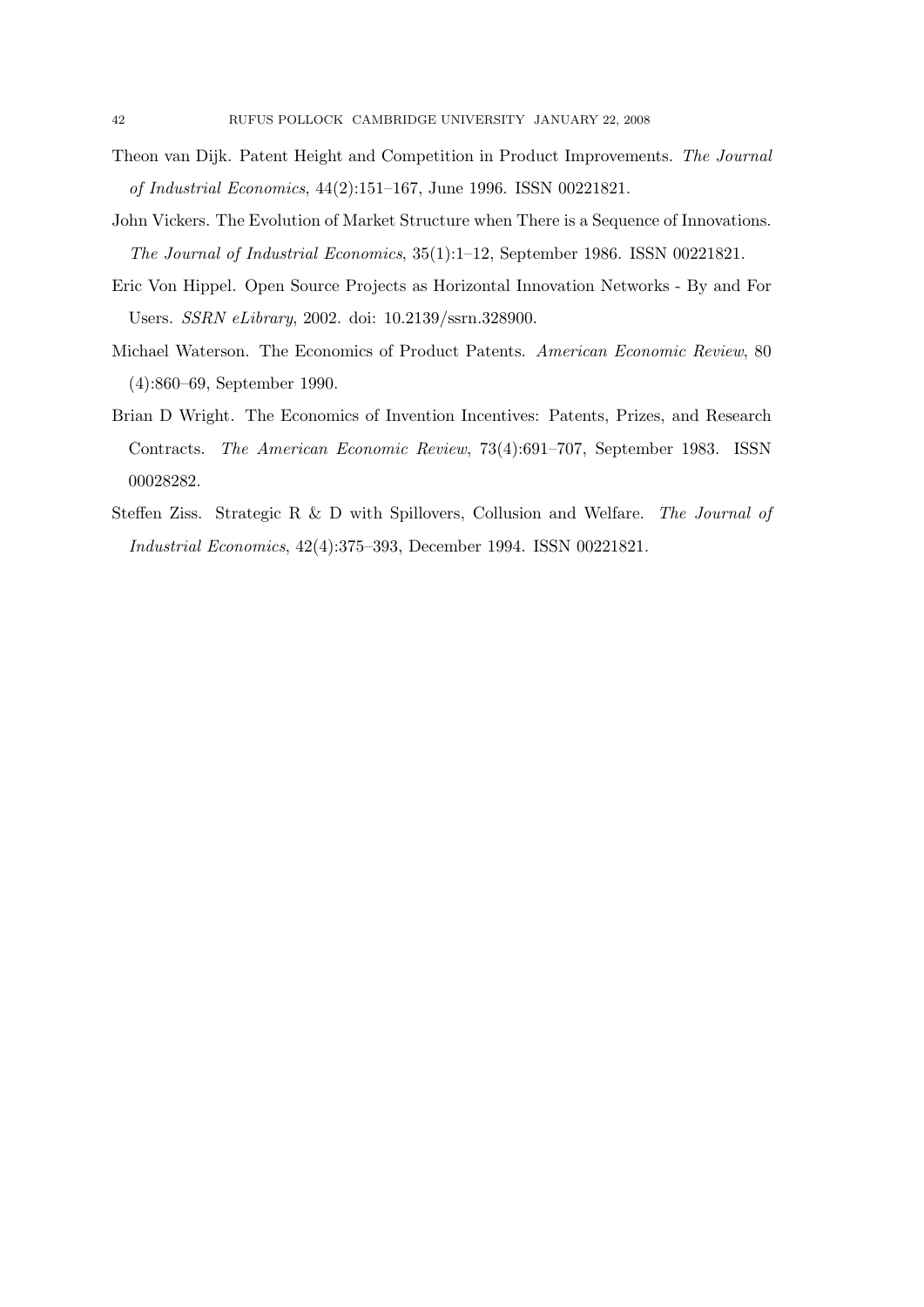Theon van Dijk. Patent Height and Competition in Product Improvements. *The Journal of Industrial Economics*, 44(2):151–167, June 1996. ISSN 00221821.

John Vickers. The Evolution of Market Structure when There is a Sequence of Innovations. *The Journal of Industrial Economics*, 35(1):1–12, September 1986. ISSN 00221821.

Eric Von Hippel. Open Source Projects as Horizontal Innovation Networks - By and For Users. *SSRN eLibrary*, 2002. doi: 10.2139/ssrn.328900.

Michael Waterson. The Economics of Product Patents. *American Economic Review*, 80 (4):860–69, September 1990.

Brian D Wright. The Economics of Invention Incentives: Patents, Prizes, and Research Contracts. *The American Economic Review*, 73(4):691–707, September 1983. ISSN 00028282.

Steffen Ziss. Strategic R & D with Spillovers, Collusion and Welfare. *The Journal of Industrial Economics*, 42(4):375–393, December 1994. ISSN 00221821.